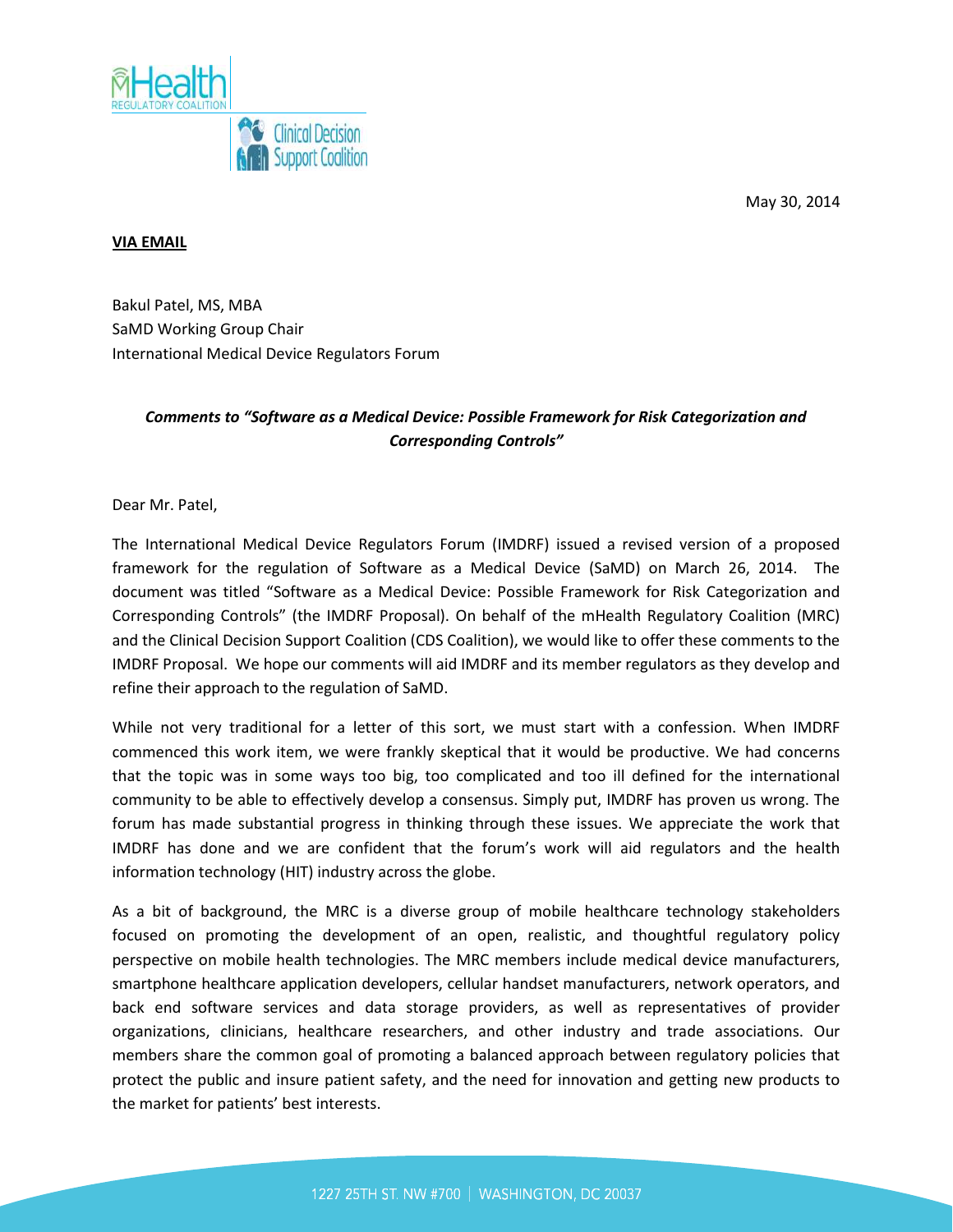May 30, 2014

**VIA EMAIL**

Bakul Patel, MS, MBA
SaMD Working Group Chair
International Medical Device Regulators Forum

***Comments to "Software as a Medical Device: Possible Framework for Risk Categorization and Corresponding Controls"***

Dear Mr. Patel,

The International Medical Device Regulators Forum (IMDRF) issued a revised version of a proposed framework for the regulation of Software as a Medical Device (SaMD) on March 26, 2014. The document was titled "Software as a Medical Device: Possible Framework for Risk Categorization and Corresponding Controls" (the IMDRF Proposal). On behalf of the mHealth Regulatory Coalition (MRC) and the Clinical Decision Support Coalition (CDS Coalition), we would like to offer these comments to the IMDRF Proposal. We hope our comments will aid IMDRF and its member regulators as they develop and refine their approach to the regulation of SaMD.

While not very traditional for a letter of this sort, we must start with a confession. When IMDRF commenced this work item, we were frankly skeptical that it would be productive. We had concerns that the topic was in some ways too big, too complicated and too ill defined for the international community to be able to effectively develop a consensus. Simply put, IMDRF has proven us wrong. The forum has made substantial progress in thinking through these issues. We appreciate the work that IMDRF has done and we are confident that the forum's work will aid regulators and the health information technology (HIT) industry across the globe.

As a bit of background, the MRC is a diverse group of mobile healthcare technology stakeholders focused on promoting the development of an open, realistic, and thoughtful regulatory policy perspective on mobile health technologies. The MRC members include medical device manufacturers, smartphone healthcare application developers, cellular handset manufacturers, network operators, and back end software services and data storage providers, as well as representatives of provider organizations, clinicians, healthcare researchers, and other industry and trade associations. Our members share the common goal of promoting a balanced approach between regulatory policies that protect the public and insure patient safety, and the need for innovation and getting new products to the market for patients' best interests.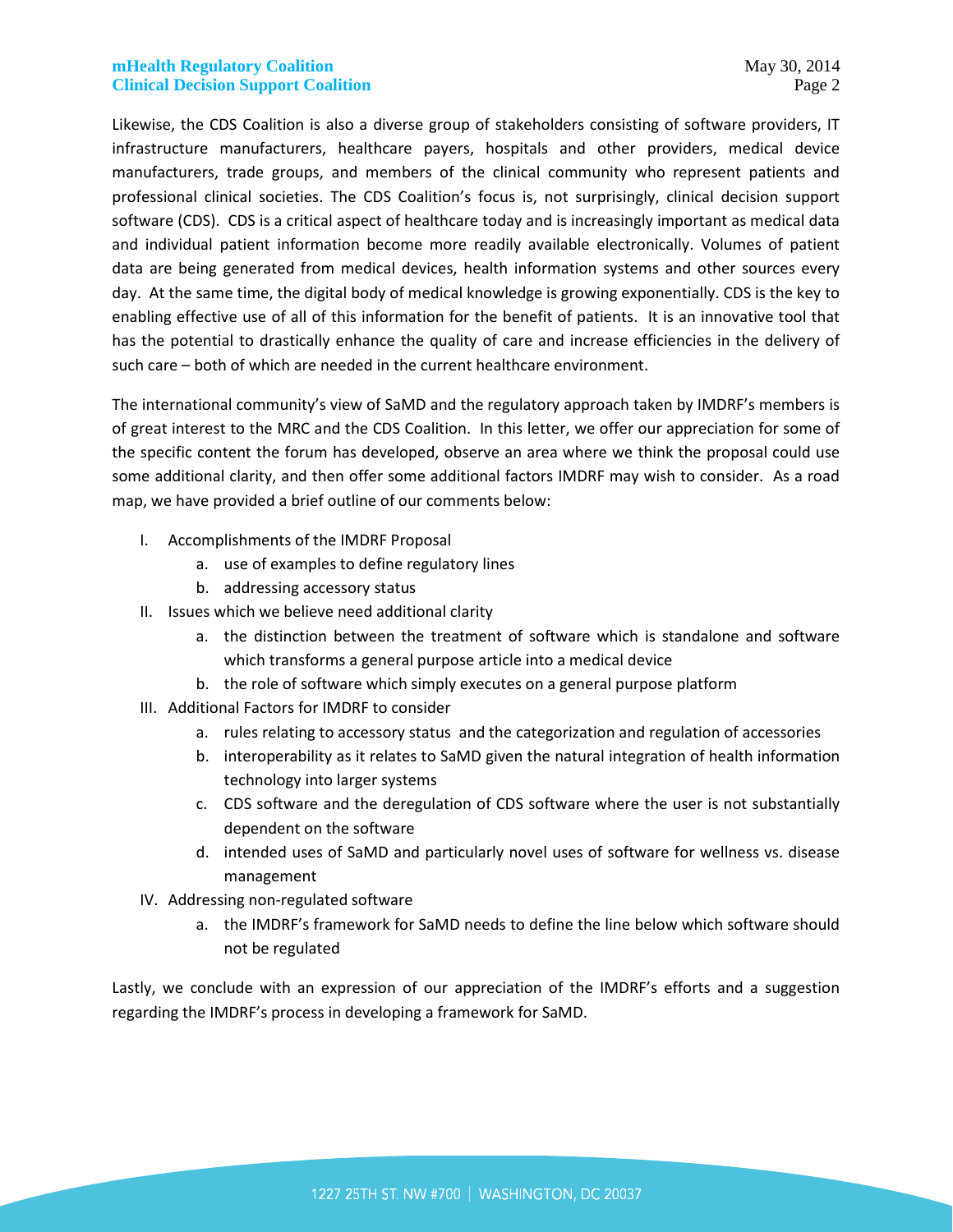Likewise, the CDS Coalition is also a diverse group of stakeholders consisting of software providers, IT infrastructure manufacturers, healthcare payers, hospitals and other providers, medical device manufacturers, trade groups, and members of the clinical community who represent patients and professional clinical societies. The CDS Coalition's focus is, not surprisingly, clinical decision support software (CDS). CDS is a critical aspect of healthcare today and is increasingly important as medical data and individual patient information become more readily available electronically. Volumes of patient data are being generated from medical devices, health information systems and other sources every day. At the same time, the digital body of medical knowledge is growing exponentially. CDS is the key to enabling effective use of all of this information for the benefit of patients. It is an innovative tool that has the potential to drastically enhance the quality of care and increase efficiencies in the delivery of such care – both of which are needed in the current healthcare environment.

The international community's view of SaMD and the regulatory approach taken by IMDRF's members is of great interest to the MRC and the CDS Coalition. In this letter, we offer our appreciation for some of the specific content the forum has developed, observe an area where we think the proposal could use some additional clarity, and then offer some additional factors IMDRF may wish to consider. As a road map, we have provided a brief outline of our comments below:

I. Accomplishments of the IMDRF Proposal
   a. use of examples to define regulatory lines
   b. addressing accessory status
II. Issues which we believe need additional clarity
   a. the distinction between the treatment of software which is standalone and software which transforms a general purpose article into a medical device
   b. the role of software which simply executes on a general purpose platform
III. Additional Factors for IMDRF to consider
   a. rules relating to accessory status and the categorization and regulation of accessories
   b. interoperability as it relates to SaMD given the natural integration of health information technology into larger systems
   c. CDS software and the deregulation of CDS software where the user is not substantially dependent on the software
   d. intended uses of SaMD and particularly novel uses of software for wellness vs. disease management
IV. Addressing non-regulated software
   a. the IMDRF's framework for SaMD needs to define the line below which software should not be regulated

Lastly, we conclude with an expression of our appreciation of the IMDRF's efforts and a suggestion regarding the IMDRF's process in developing a framework for SaMD.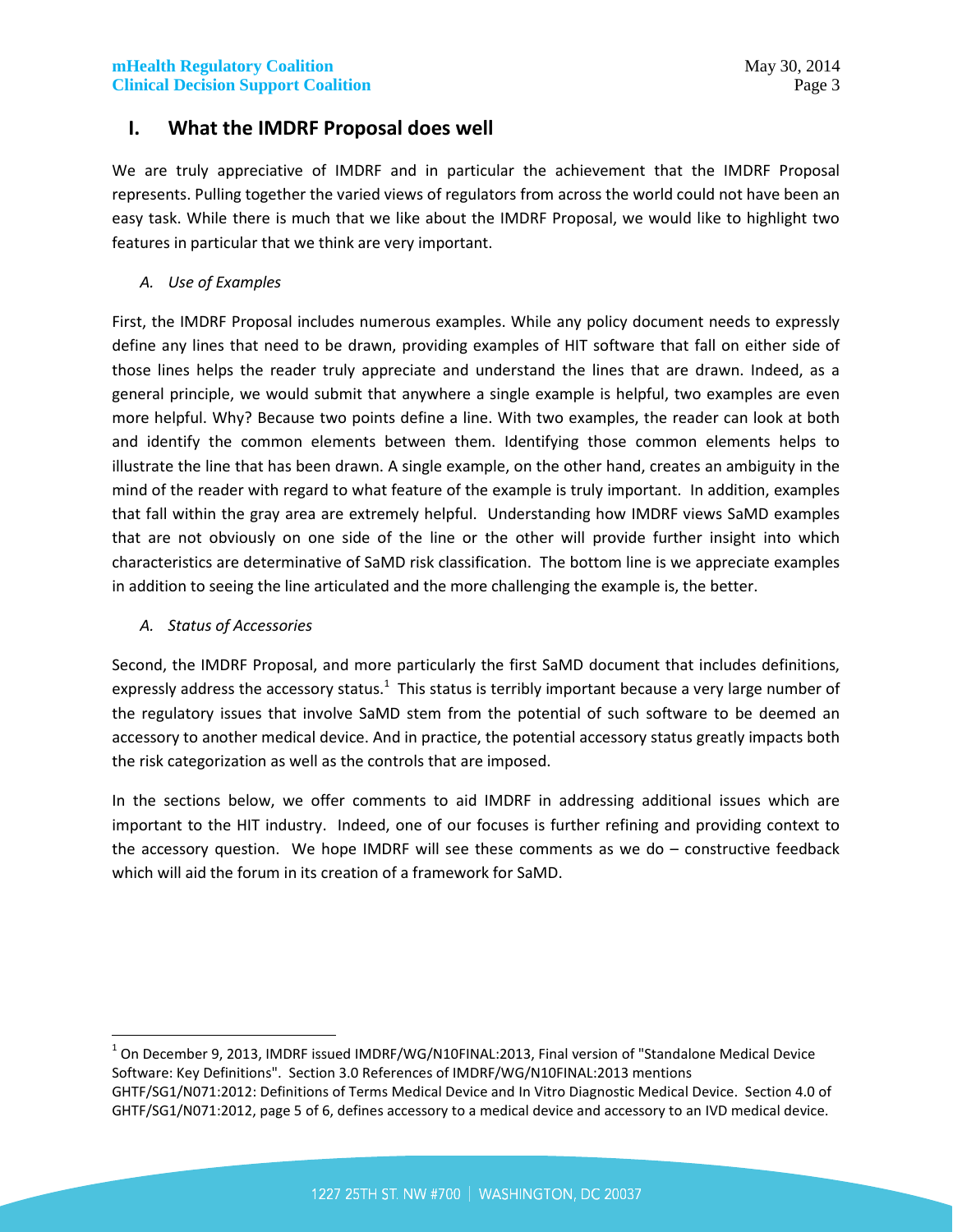## I. What the IMDRF Proposal does well

We are truly appreciative of IMDRF and in particular the achievement that the IMDRF Proposal represents. Pulling together the varied views of regulators from across the world could not have been an easy task. While there is much that we like about the IMDRF Proposal, we would like to highlight two features in particular that we think are very important.

### *A. Use of Examples*

First, the IMDRF Proposal includes numerous examples. While any policy document needs to expressly define any lines that need to be drawn, providing examples of HIT software that fall on either side of those lines helps the reader truly appreciate and understand the lines that are drawn. Indeed, as a general principle, we would submit that anywhere a single example is helpful, two examples are even more helpful. Why? Because two points define a line. With two examples, the reader can look at both and identify the common elements between them. Identifying those common elements helps to illustrate the line that has been drawn. A single example, on the other hand, creates an ambiguity in the mind of the reader with regard to what feature of the example is truly important. In addition, examples that fall within the gray area are extremely helpful. Understanding how IMDRF views SaMD examples that are not obviously on one side of the line or the other will provide further insight into which characteristics are determinative of SaMD risk classification. The bottom line is we appreciate examples in addition to seeing the line articulated and the more challenging the example is, the better.

### *A. Status of Accessories*

Second, the IMDRF Proposal, and more particularly the first SaMD document that includes definitions, expressly address the accessory status.[1] This status is terribly important because a very large number of the regulatory issues that involve SaMD stem from the potential of such software to be deemed an accessory to another medical device. And in practice, the potential accessory status greatly impacts both the risk categorization as well as the controls that are imposed.

In the sections below, we offer comments to aid IMDRF in addressing additional issues which are important to the HIT industry. Indeed, one of our focuses is further refining and providing context to the accessory question. We hope IMDRF will see these comments as we do – constructive feedback which will aid the forum in its creation of a framework for SaMD.

---

[1] On December 9, 2013, IMDRF issued IMDRF/WG/N10FINAL:2013, Final version of "Standalone Medical Device Software: Key Definitions". Section 3.0 References of IMDRF/WG/N10FINAL:2013 mentions GHTF/SG1/N071:2012: Definitions of Terms Medical Device and In Vitro Diagnostic Medical Device. Section 4.0 of GHTF/SG1/N071:2012, page 5 of 6, defines accessory to a medical device and accessory to an IVD medical device.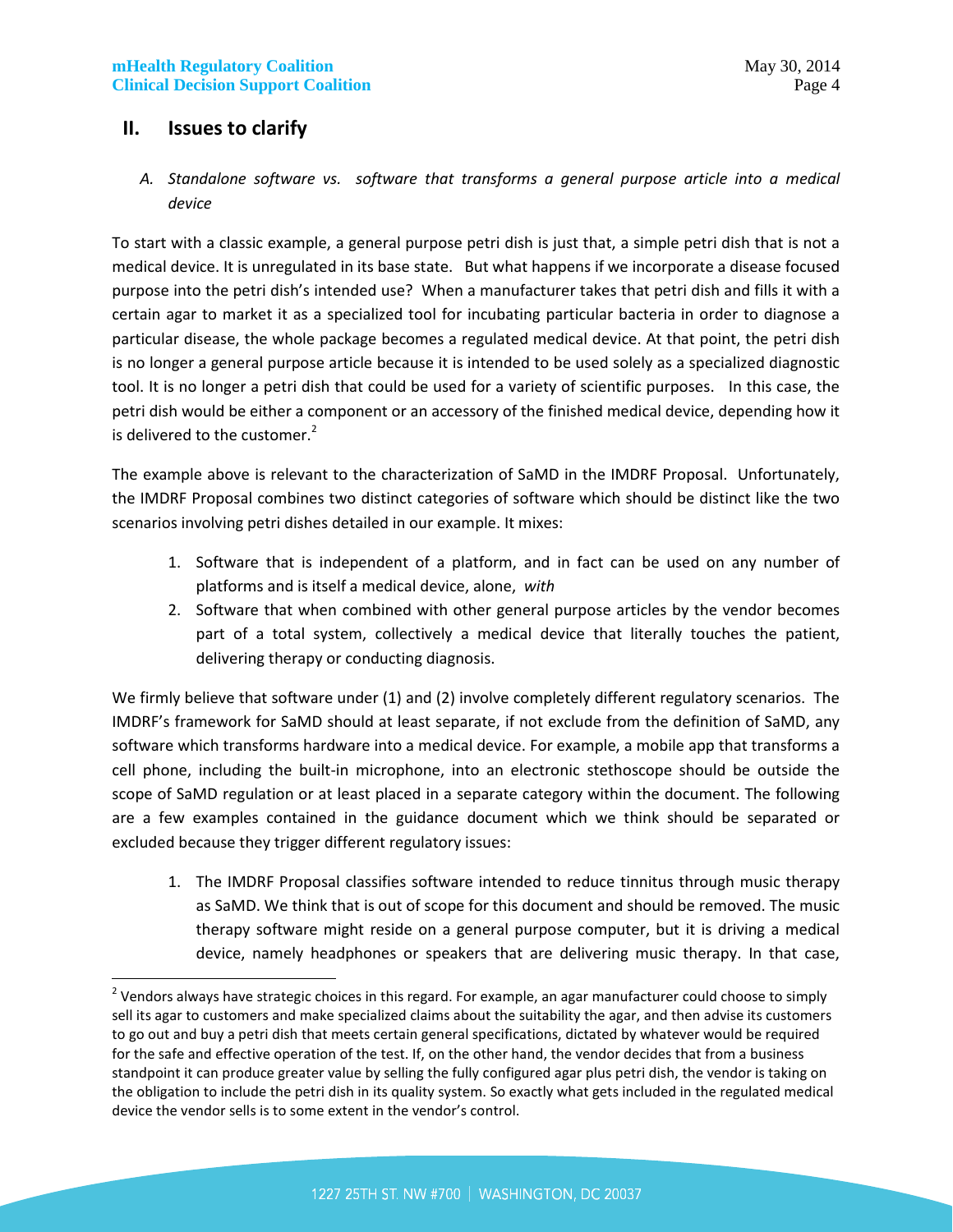## II. Issues to clarify

*A. Standalone software vs. software that transforms a general purpose article into a medical device*

To start with a classic example, a general purpose petri dish is just that, a simple petri dish that is not a medical device. It is unregulated in its base state. But what happens if we incorporate a disease focused purpose into the petri dish's intended use? When a manufacturer takes that petri dish and fills it with a certain agar to market it as a specialized tool for incubating particular bacteria in order to diagnose a particular disease, the whole package becomes a regulated medical device. At that point, the petri dish is no longer a general purpose article because it is intended to be used solely as a specialized diagnostic tool. It is no longer a petri dish that could be used for a variety of scientific purposes. In this case, the petri dish would be either a component or an accessory of the finished medical device, depending how it is delivered to the customer.[2]

The example above is relevant to the characterization of SaMD in the IMDRF Proposal. Unfortunately, the IMDRF Proposal combines two distinct categories of software which should be distinct like the two scenarios involving petri dishes detailed in our example. It mixes:

1. Software that is independent of a platform, and in fact can be used on any number of platforms and is itself a medical device, alone, *with*
2. Software that when combined with other general purpose articles by the vendor becomes part of a total system, collectively a medical device that literally touches the patient, delivering therapy or conducting diagnosis.

We firmly believe that software under (1) and (2) involve completely different regulatory scenarios. The IMDRF's framework for SaMD should at least separate, if not exclude from the definition of SaMD, any software which transforms hardware into a medical device. For example, a mobile app that transforms a cell phone, including the built-in microphone, into an electronic stethoscope should be outside the scope of SaMD regulation or at least placed in a separate category within the document. The following are a few examples contained in the guidance document which we think should be separated or excluded because they trigger different regulatory issues:

1. The IMDRF Proposal classifies software intended to reduce tinnitus through music therapy as SaMD. We think that is out of scope for this document and should be removed. The music therapy software might reside on a general purpose computer, but it is driving a medical device, namely headphones or speakers that are delivering music therapy. In that case,

---

[2] Vendors always have strategic choices in this regard. For example, an agar manufacturer could choose to simply sell its agar to customers and make specialized claims about the suitability the agar, and then advise its customers to go out and buy a petri dish that meets certain general specifications, dictated by whatever would be required for the safe and effective operation of the test. If, on the other hand, the vendor decides that from a business standpoint it can produce greater value by selling the fully configured agar plus petri dish, the vendor is taking on the obligation to include the petri dish in its quality system. So exactly what gets included in the regulated medical device the vendor sells is to some extent in the vendor's control.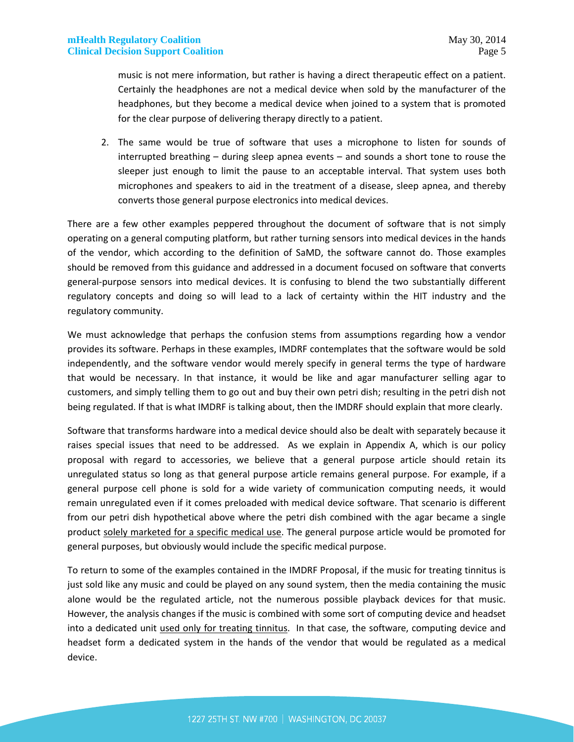music is not mere information, but rather is having a direct therapeutic effect on a patient. Certainly the headphones are not a medical device when sold by the manufacturer of the headphones, but they become a medical device when joined to a system that is promoted for the clear purpose of delivering therapy directly to a patient.

2. The same would be true of software that uses a microphone to listen for sounds of interrupted breathing – during sleep apnea events – and sounds a short tone to rouse the sleeper just enough to limit the pause to an acceptable interval. That system uses both microphones and speakers to aid in the treatment of a disease, sleep apnea, and thereby converts those general purpose electronics into medical devices.

There are a few other examples peppered throughout the document of software that is not simply operating on a general computing platform, but rather turning sensors into medical devices in the hands of the vendor, which according to the definition of SaMD, the software cannot do. Those examples should be removed from this guidance and addressed in a document focused on software that converts general-purpose sensors into medical devices. It is confusing to blend the two substantially different regulatory concepts and doing so will lead to a lack of certainty within the HIT industry and the regulatory community.

We must acknowledge that perhaps the confusion stems from assumptions regarding how a vendor provides its software. Perhaps in these examples, IMDRF contemplates that the software would be sold independently, and the software vendor would merely specify in general terms the type of hardware that would be necessary. In that instance, it would be like and agar manufacturer selling agar to customers, and simply telling them to go out and buy their own petri dish; resulting in the petri dish not being regulated. If that is what IMDRF is talking about, then the IMDRF should explain that more clearly.

Software that transforms hardware into a medical device should also be dealt with separately because it raises special issues that need to be addressed. As we explain in Appendix A, which is our policy proposal with regard to accessories, we believe that a general purpose article should retain its unregulated status so long as that general purpose article remains general purpose. For example, if a general purpose cell phone is sold for a wide variety of communication computing needs, it would remain unregulated even if it comes preloaded with medical device software. That scenario is different from our petri dish hypothetical above where the petri dish combined with the agar became a single product <u>solely marketed for a specific medical use</u>. The general purpose article would be promoted for general purposes, but obviously would include the specific medical purpose.

To return to some of the examples contained in the IMDRF Proposal, if the music for treating tinnitus is just sold like any music and could be played on any sound system, then the media containing the music alone would be the regulated article, not the numerous possible playback devices for that music. However, the analysis changes if the music is combined with some sort of computing device and headset into a dedicated unit <u>used only for treating tinnitus</u>. In that case, the software, computing device and headset form a dedicated system in the hands of the vendor that would be regulated as a medical device.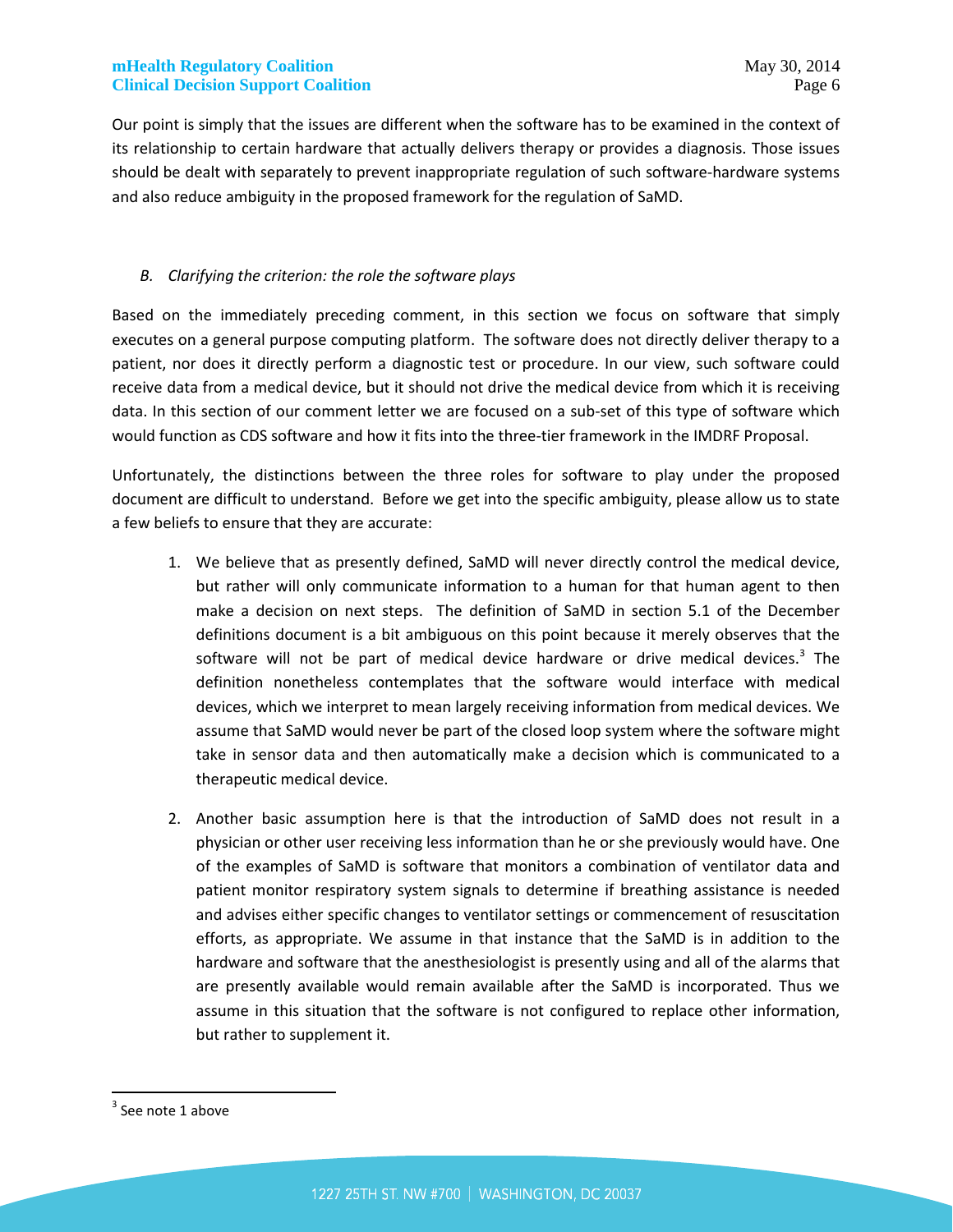Our point is simply that the issues are different when the software has to be examined in the context of its relationship to certain hardware that actually delivers therapy or provides a diagnosis. Those issues should be dealt with separately to prevent inappropriate regulation of such software-hardware systems and also reduce ambiguity in the proposed framework for the regulation of SaMD.

### *B. Clarifying the criterion: the role the software plays*

Based on the immediately preceding comment, in this section we focus on software that simply executes on a general purpose computing platform. The software does not directly deliver therapy to a patient, nor does it directly perform a diagnostic test or procedure. In our view, such software could receive data from a medical device, but it should not drive the medical device from which it is receiving data. In this section of our comment letter we are focused on a sub-set of this type of software which would function as CDS software and how it fits into the three-tier framework in the IMDRF Proposal.

Unfortunately, the distinctions between the three roles for software to play under the proposed document are difficult to understand. Before we get into the specific ambiguity, please allow us to state a few beliefs to ensure that they are accurate:

1. We believe that as presently defined, SaMD will never directly control the medical device, but rather will only communicate information to a human for that human agent to then make a decision on next steps. The definition of SaMD in section 5.1 of the December definitions document is a bit ambiguous on this point because it merely observes that the software will not be part of medical device hardware or drive medical devices.[3] The definition nonetheless contemplates that the software would interface with medical devices, which we interpret to mean largely receiving information from medical devices. We assume that SaMD would never be part of the closed loop system where the software might take in sensor data and then automatically make a decision which is communicated to a therapeutic medical device.

2. Another basic assumption here is that the introduction of SaMD does not result in a physician or other user receiving less information than he or she previously would have. One of the examples of SaMD is software that monitors a combination of ventilator data and patient monitor respiratory system signals to determine if breathing assistance is needed and advises either specific changes to ventilator settings or commencement of resuscitation efforts, as appropriate. We assume in that instance that the SaMD is in addition to the hardware and software that the anesthesiologist is presently using and all of the alarms that are presently available would remain available after the SaMD is incorporated. Thus we assume in this situation that the software is not configured to replace other information, but rather to supplement it.

---

[3] See note 1 above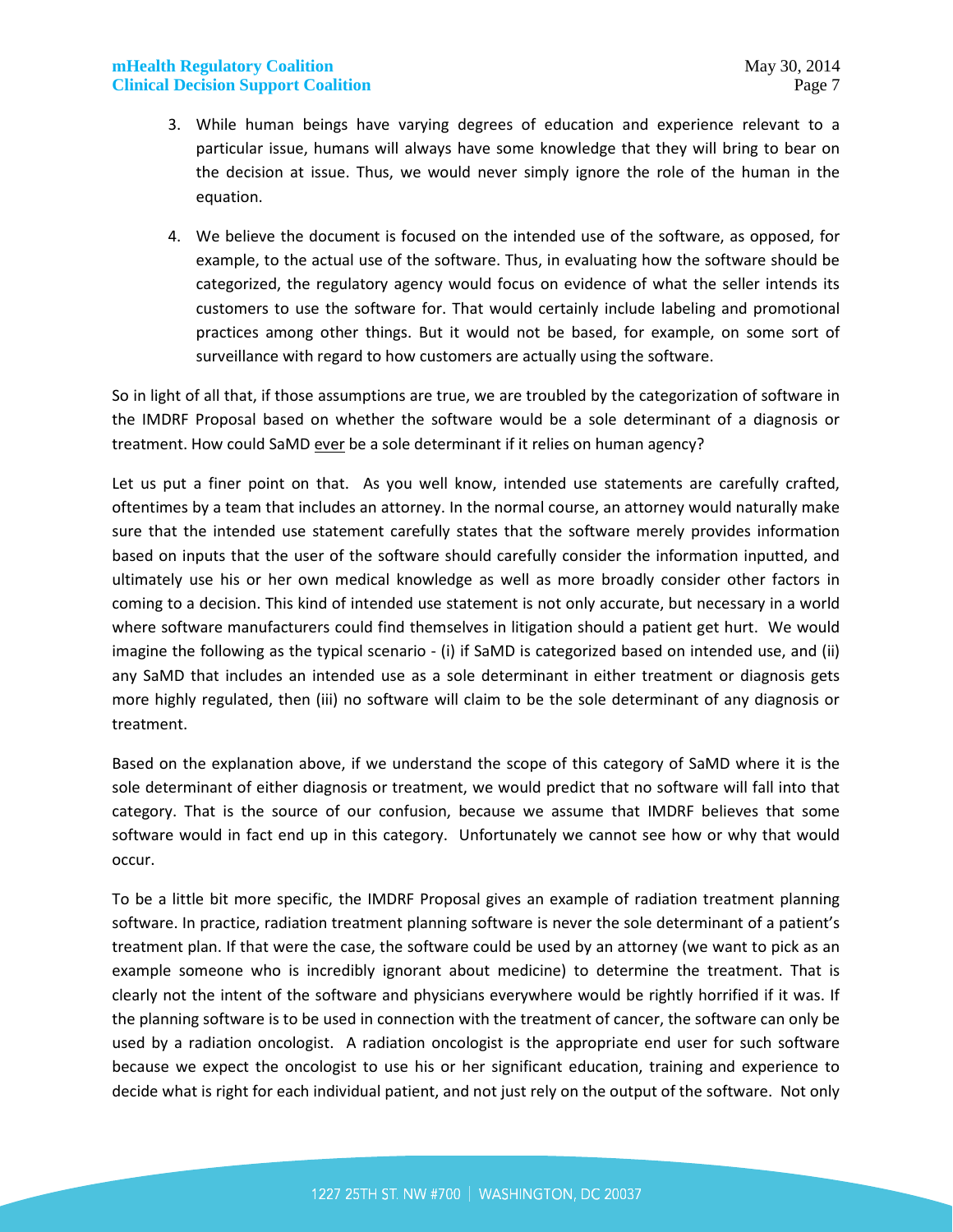3. While human beings have varying degrees of education and experience relevant to a particular issue, humans will always have some knowledge that they will bring to bear on the decision at issue. Thus, we would never simply ignore the role of the human in the equation.

4. We believe the document is focused on the intended use of the software, as opposed, for example, to the actual use of the software. Thus, in evaluating how the software should be categorized, the regulatory agency would focus on evidence of what the seller intends its customers to use the software for. That would certainly include labeling and promotional practices among other things. But it would not be based, for example, on some sort of surveillance with regard to how customers are actually using the software.

So in light of all that, if those assumptions are true, we are troubled by the categorization of software in the IMDRF Proposal based on whether the software would be a sole determinant of a diagnosis or treatment. How could SaMD <u>ever</u> be a sole determinant if it relies on human agency?

Let us put a finer point on that. As you well know, intended use statements are carefully crafted, oftentimes by a team that includes an attorney. In the normal course, an attorney would naturally make sure that the intended use statement carefully states that the software merely provides information based on inputs that the user of the software should carefully consider the information inputted, and ultimately use his or her own medical knowledge as well as more broadly consider other factors in coming to a decision. This kind of intended use statement is not only accurate, but necessary in a world where software manufacturers could find themselves in litigation should a patient get hurt. We would imagine the following as the typical scenario - (i) if SaMD is categorized based on intended use, and (ii) any SaMD that includes an intended use as a sole determinant in either treatment or diagnosis gets more highly regulated, then (iii) no software will claim to be the sole determinant of any diagnosis or treatment.

Based on the explanation above, if we understand the scope of this category of SaMD where it is the sole determinant of either diagnosis or treatment, we would predict that no software will fall into that category. That is the source of our confusion, because we assume that IMDRF believes that some software would in fact end up in this category. Unfortunately we cannot see how or why that would occur.

To be a little bit more specific, the IMDRF Proposal gives an example of radiation treatment planning software. In practice, radiation treatment planning software is never the sole determinant of a patient's treatment plan. If that were the case, the software could be used by an attorney (we want to pick as an example someone who is incredibly ignorant about medicine) to determine the treatment. That is clearly not the intent of the software and physicians everywhere would be rightly horrified if it was. If the planning software is to be used in connection with the treatment of cancer, the software can only be used by a radiation oncologist. A radiation oncologist is the appropriate end user for such software because we expect the oncologist to use his or her significant education, training and experience to decide what is right for each individual patient, and not just rely on the output of the software. Not only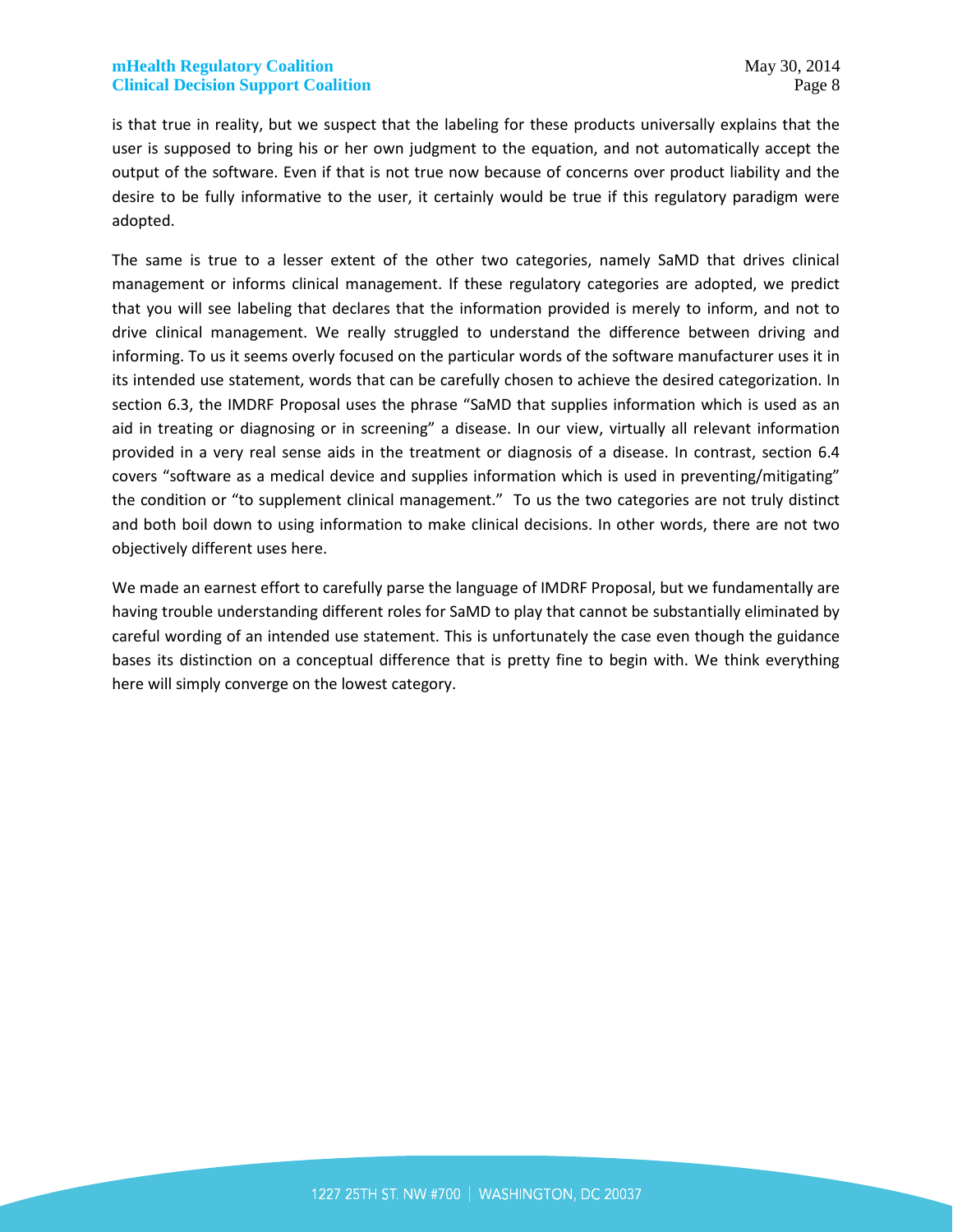is that true in reality, but we suspect that the labeling for these products universally explains that the user is supposed to bring his or her own judgment to the equation, and not automatically accept the output of the software. Even if that is not true now because of concerns over product liability and the desire to be fully informative to the user, it certainly would be true if this regulatory paradigm were adopted.

The same is true to a lesser extent of the other two categories, namely SaMD that drives clinical management or informs clinical management. If these regulatory categories are adopted, we predict that you will see labeling that declares that the information provided is merely to inform, and not to drive clinical management. We really struggled to understand the difference between driving and informing. To us it seems overly focused on the particular words of the software manufacturer uses it in its intended use statement, words that can be carefully chosen to achieve the desired categorization. In section 6.3, the IMDRF Proposal uses the phrase "SaMD that supplies information which is used as an aid in treating or diagnosing or in screening" a disease. In our view, virtually all relevant information provided in a very real sense aids in the treatment or diagnosis of a disease. In contrast, section 6.4 covers "software as a medical device and supplies information which is used in preventing/mitigating" the condition or "to supplement clinical management." To us the two categories are not truly distinct and both boil down to using information to make clinical decisions. In other words, there are not two objectively different uses here.

We made an earnest effort to carefully parse the language of IMDRF Proposal, but we fundamentally are having trouble understanding different roles for SaMD to play that cannot be substantially eliminated by careful wording of an intended use statement. This is unfortunately the case even though the guidance bases its distinction on a conceptual difference that is pretty fine to begin with. We think everything here will simply converge on the lowest category.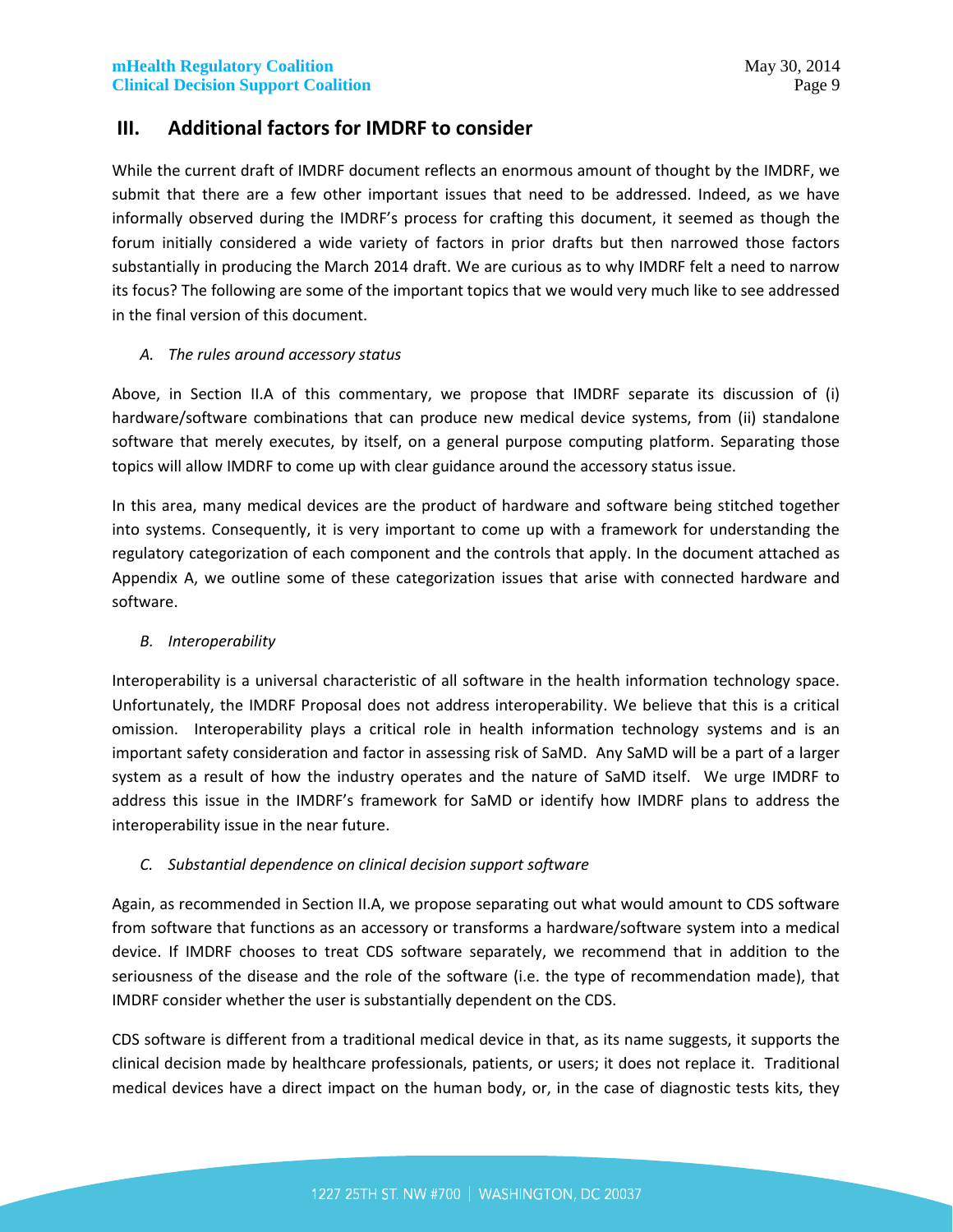## III. Additional factors for IMDRF to consider

While the current draft of IMDRF document reflects an enormous amount of thought by the IMDRF, we submit that there are a few other important issues that need to be addressed. Indeed, as we have informally observed during the IMDRF's process for crafting this document, it seemed as though the forum initially considered a wide variety of factors in prior drafts but then narrowed those factors substantially in producing the March 2014 draft. We are curious as to why IMDRF felt a need to narrow its focus? The following are some of the important topics that we would very much like to see addressed in the final version of this document.

### *A. The rules around accessory status*

Above, in Section II.A of this commentary, we propose that IMDRF separate its discussion of (i) hardware/software combinations that can produce new medical device systems, from (ii) standalone software that merely executes, by itself, on a general purpose computing platform. Separating those topics will allow IMDRF to come up with clear guidance around the accessory status issue.

In this area, many medical devices are the product of hardware and software being stitched together into systems. Consequently, it is very important to come up with a framework for understanding the regulatory categorization of each component and the controls that apply. In the document attached as Appendix A, we outline some of these categorization issues that arise with connected hardware and software.

### *B. Interoperability*

Interoperability is a universal characteristic of all software in the health information technology space. Unfortunately, the IMDRF Proposal does not address interoperability. We believe that this is a critical omission. Interoperability plays a critical role in health information technology systems and is an important safety consideration and factor in assessing risk of SaMD. Any SaMD will be a part of a larger system as a result of how the industry operates and the nature of SaMD itself. We urge IMDRF to address this issue in the IMDRF's framework for SaMD or identify how IMDRF plans to address the interoperability issue in the near future.

### *C. Substantial dependence on clinical decision support software*

Again, as recommended in Section II.A, we propose separating out what would amount to CDS software from software that functions as an accessory or transforms a hardware/software system into a medical device. If IMDRF chooses to treat CDS software separately, we recommend that in addition to the seriousness of the disease and the role of the software (i.e. the type of recommendation made), that IMDRF consider whether the user is substantially dependent on the CDS.

CDS software is different from a traditional medical device in that, as its name suggests, it supports the clinical decision made by healthcare professionals, patients, or users; it does not replace it. Traditional medical devices have a direct impact on the human body, or, in the case of diagnostic tests kits, they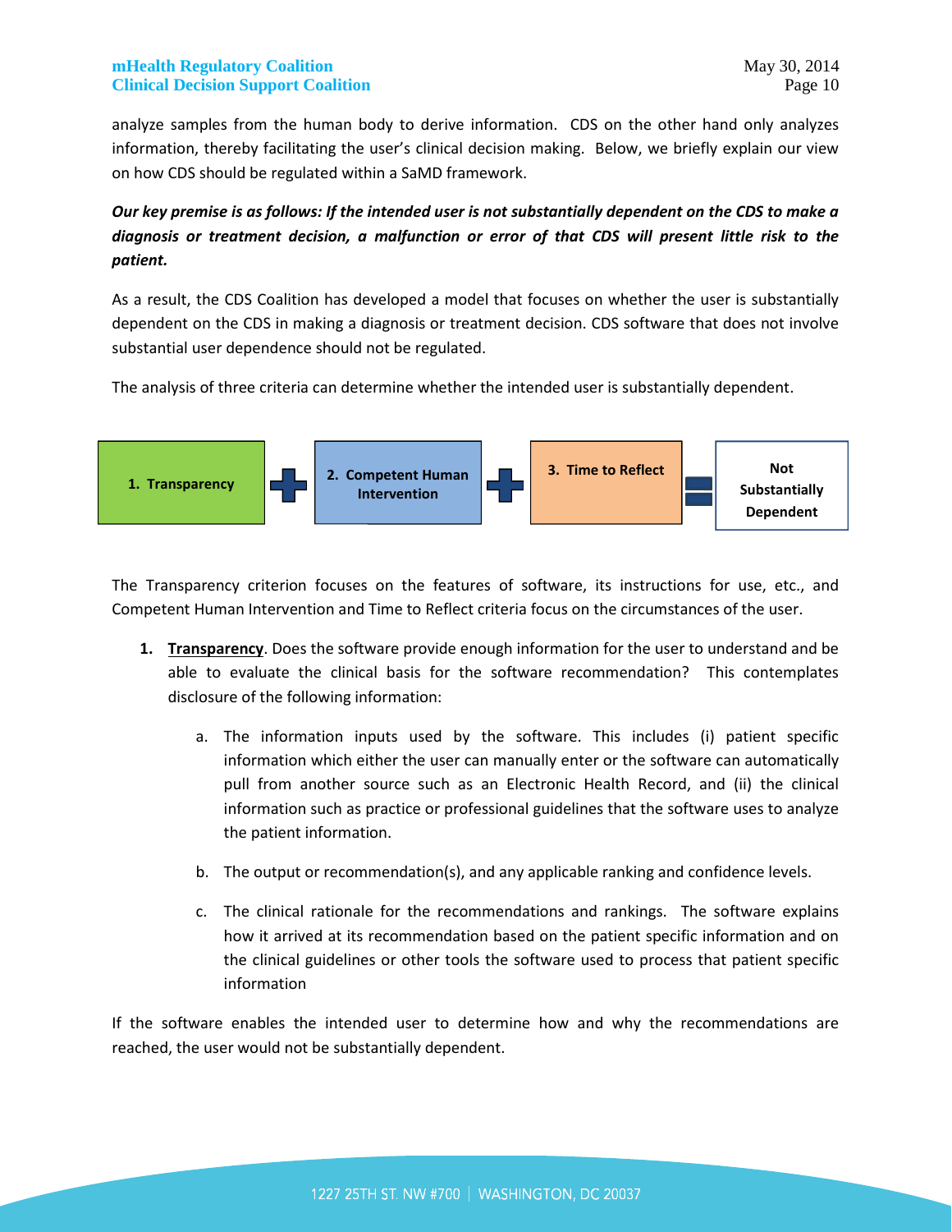analyze samples from the human body to derive information. CDS on the other hand only analyzes information, thereby facilitating the user's clinical decision making. Below, we briefly explain our view on how CDS should be regulated within a SaMD framework.

***Our key premise is as follows: If the intended user is not substantially dependent on the CDS to make a diagnosis or treatment decision, a malfunction or error of that CDS will present little risk to the patient.***

As a result, the CDS Coalition has developed a model that focuses on whether the user is substantially dependent on the CDS in making a diagnosis or treatment decision. CDS software that does not involve substantial user dependence should not be regulated.

The analysis of three criteria can determine whether the intended user is substantially dependent.

**1. Transparency** + **2. Competent Human Intervention** + **3. Time to Reflect** = **Not Substantially Dependent**

The Transparency criterion focuses on the features of software, its instructions for use, etc., and Competent Human Intervention and Time to Reflect criteria focus on the circumstances of the user.

1. **Transparency**. Does the software provide enough information for the user to understand and be able to evaluate the clinical basis for the software recommendation? This contemplates disclosure of the following information:

   a. The information inputs used by the software. This includes (i) patient specific information which either the user can manually enter or the software can automatically pull from another source such as an Electronic Health Record, and (ii) the clinical information such as practice or professional guidelines that the software uses to analyze the patient information.

   b. The output or recommendation(s), and any applicable ranking and confidence levels.

   c. The clinical rationale for the recommendations and rankings. The software explains how it arrived at its recommendation based on the patient specific information and on the clinical guidelines or other tools the software used to process that patient specific information

If the software enables the intended user to determine how and why the recommendations are reached, the user would not be substantially dependent.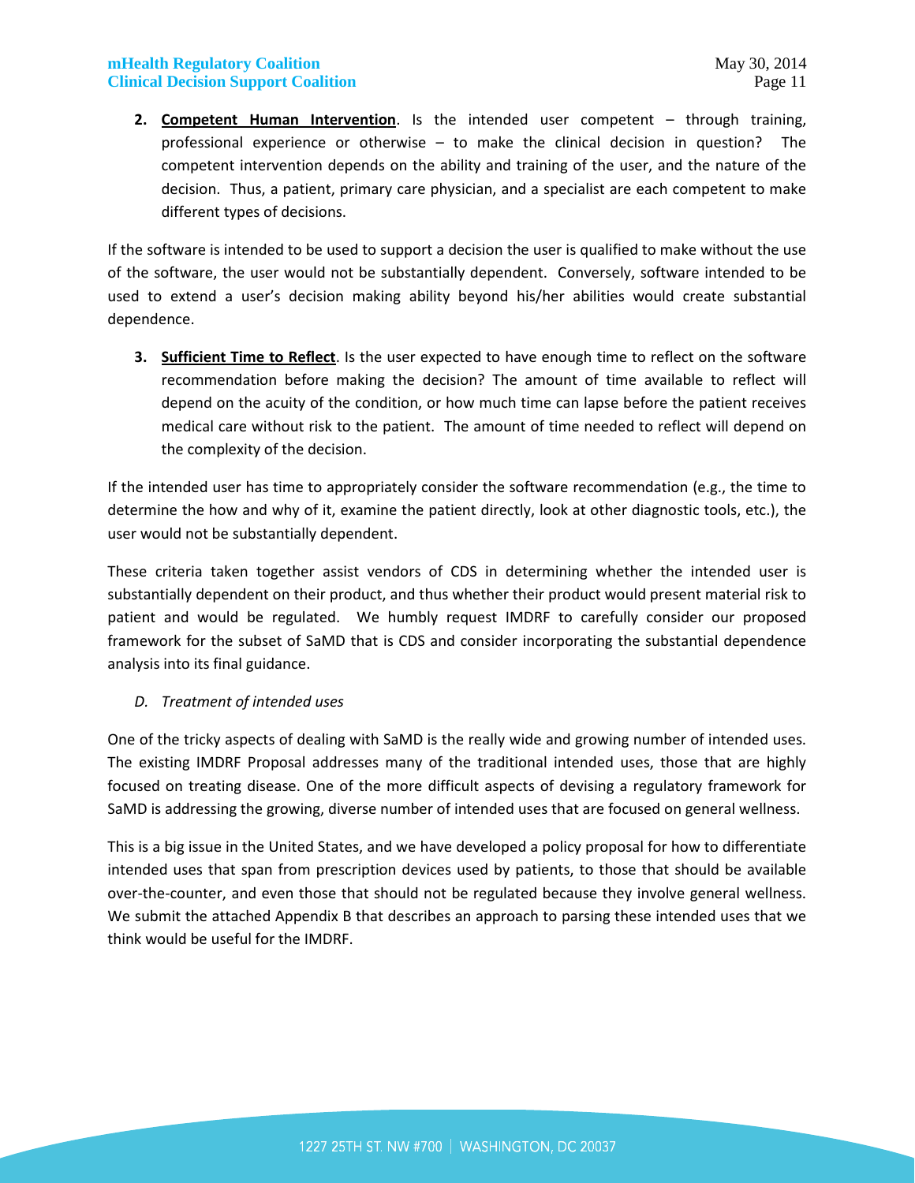2. **Competent Human Intervention**. Is the intended user competent – through training, professional experience or otherwise – to make the clinical decision in question? The competent intervention depends on the ability and training of the user, and the nature of the decision. Thus, a patient, primary care physician, and a specialist are each competent to make different types of decisions.

If the software is intended to be used to support a decision the user is qualified to make without the use of the software, the user would not be substantially dependent. Conversely, software intended to be used to extend a user's decision making ability beyond his/her abilities would create substantial dependence.

3. **Sufficient Time to Reflect**. Is the user expected to have enough time to reflect on the software recommendation before making the decision? The amount of time available to reflect will depend on the acuity of the condition, or how much time can lapse before the patient receives medical care without risk to the patient. The amount of time needed to reflect will depend on the complexity of the decision.

If the intended user has time to appropriately consider the software recommendation (e.g., the time to determine the how and why of it, examine the patient directly, look at other diagnostic tools, etc.), the user would not be substantially dependent.

These criteria taken together assist vendors of CDS in determining whether the intended user is substantially dependent on their product, and thus whether their product would present material risk to patient and would be regulated. We humbly request IMDRF to carefully consider our proposed framework for the subset of SaMD that is CDS and consider incorporating the substantial dependence analysis into its final guidance.

*D. Treatment of intended uses*

One of the tricky aspects of dealing with SaMD is the really wide and growing number of intended uses. The existing IMDRF Proposal addresses many of the traditional intended uses, those that are highly focused on treating disease. One of the more difficult aspects of devising a regulatory framework for SaMD is addressing the growing, diverse number of intended uses that are focused on general wellness.

This is a big issue in the United States, and we have developed a policy proposal for how to differentiate intended uses that span from prescription devices used by patients, to those that should be available over-the-counter, and even those that should not be regulated because they involve general wellness. We submit the attached Appendix B that describes an approach to parsing these intended uses that we think would be useful for the IMDRF.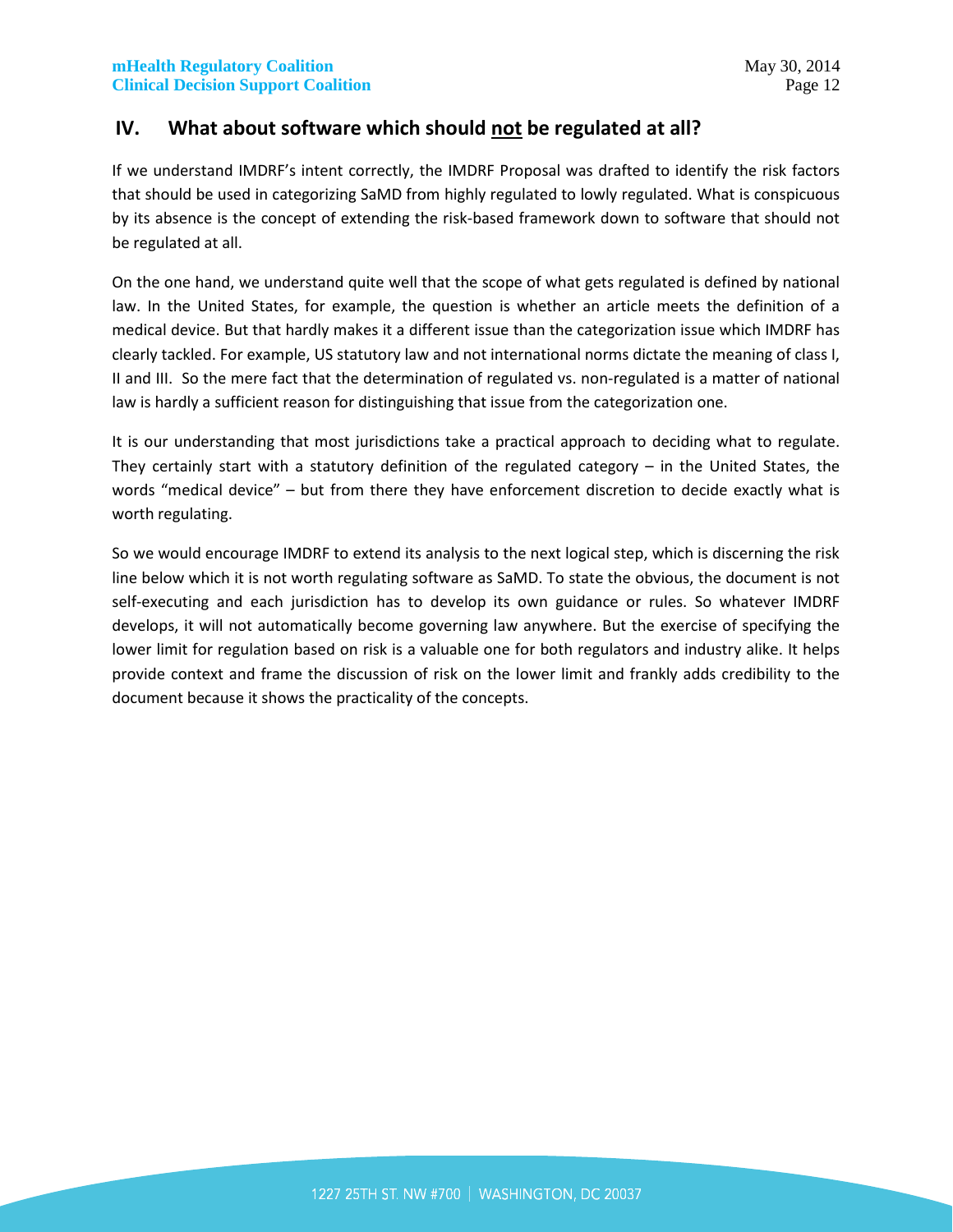## IV. What about software which should <u>not</u> be regulated at all?

If we understand IMDRF's intent correctly, the IMDRF Proposal was drafted to identify the risk factors that should be used in categorizing SaMD from highly regulated to lowly regulated. What is conspicuous by its absence is the concept of extending the risk-based framework down to software that should not be regulated at all.

On the one hand, we understand quite well that the scope of what gets regulated is defined by national law. In the United States, for example, the question is whether an article meets the definition of a medical device. But that hardly makes it a different issue than the categorization issue which IMDRF has clearly tackled. For example, US statutory law and not international norms dictate the meaning of class I, II and III. So the mere fact that the determination of regulated vs. non-regulated is a matter of national law is hardly a sufficient reason for distinguishing that issue from the categorization one.

It is our understanding that most jurisdictions take a practical approach to deciding what to regulate. They certainly start with a statutory definition of the regulated category – in the United States, the words "medical device" – but from there they have enforcement discretion to decide exactly what is worth regulating.

So we would encourage IMDRF to extend its analysis to the next logical step, which is discerning the risk line below which it is not worth regulating software as SaMD. To state the obvious, the document is not self-executing and each jurisdiction has to develop its own guidance or rules. So whatever IMDRF develops, it will not automatically become governing law anywhere. But the exercise of specifying the lower limit for regulation based on risk is a valuable one for both regulators and industry alike. It helps provide context and frame the discussion of risk on the lower limit and frankly adds credibility to the document because it shows the practicality of the concepts.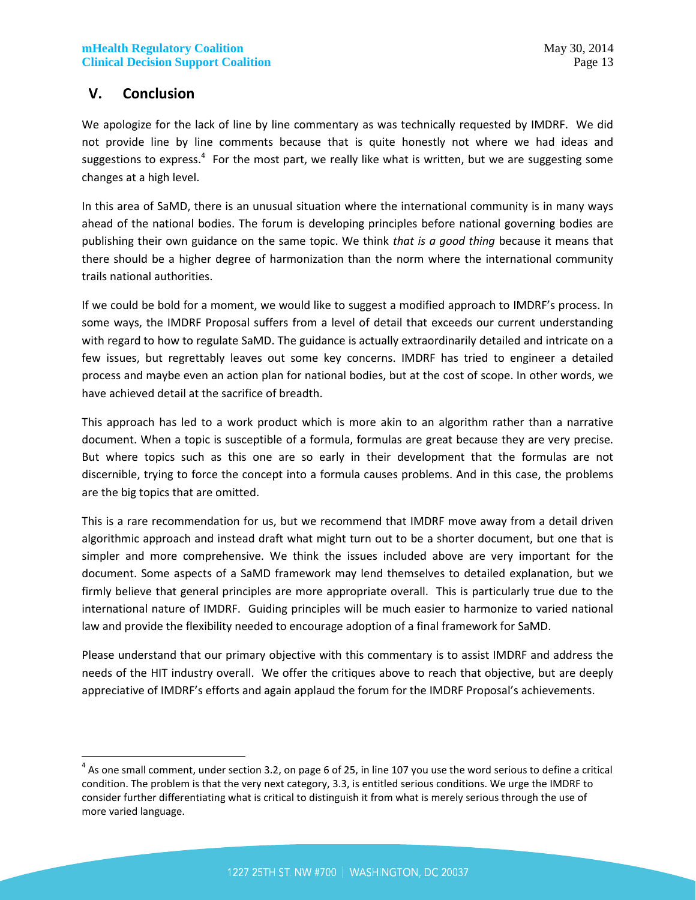## V. Conclusion

We apologize for the lack of line by line commentary as was technically requested by IMDRF. We did not provide line by line comments because that is quite honestly not where we had ideas and suggestions to express.[4] For the most part, we really like what is written, but we are suggesting some changes at a high level.

In this area of SaMD, there is an unusual situation where the international community is in many ways ahead of the national bodies. The forum is developing principles before national governing bodies are publishing their own guidance on the same topic. We think *that is a good thing* because it means that there should be a higher degree of harmonization than the norm where the international community trails national authorities.

If we could be bold for a moment, we would like to suggest a modified approach to IMDRF's process. In some ways, the IMDRF Proposal suffers from a level of detail that exceeds our current understanding with regard to how to regulate SaMD. The guidance is actually extraordinarily detailed and intricate on a few issues, but regrettably leaves out some key concerns. IMDRF has tried to engineer a detailed process and maybe even an action plan for national bodies, but at the cost of scope. In other words, we have achieved detail at the sacrifice of breadth.

This approach has led to a work product which is more akin to an algorithm rather than a narrative document. When a topic is susceptible of a formula, formulas are great because they are very precise. But where topics such as this one are so early in their development that the formulas are not discernible, trying to force the concept into a formula causes problems. And in this case, the problems are the big topics that are omitted.

This is a rare recommendation for us, but we recommend that IMDRF move away from a detail driven algorithmic approach and instead draft what might turn out to be a shorter document, but one that is simpler and more comprehensive. We think the issues included above are very important for the document. Some aspects of a SaMD framework may lend themselves to detailed explanation, but we firmly believe that general principles are more appropriate overall. This is particularly true due to the international nature of IMDRF. Guiding principles will be much easier to harmonize to varied national law and provide the flexibility needed to encourage adoption of a final framework for SaMD.

Please understand that our primary objective with this commentary is to assist IMDRF and address the needs of the HIT industry overall. We offer the critiques above to reach that objective, but are deeply appreciative of IMDRF's efforts and again applaud the forum for the IMDRF Proposal's achievements.

---

[4] As one small comment, under section 3.2, on page 6 of 25, in line 107 you use the word serious to define a critical condition. The problem is that the very next category, 3.3, is entitled serious conditions. We urge the IMDRF to consider further differentiating what is critical to distinguish it from what is merely serious through the use of more varied language.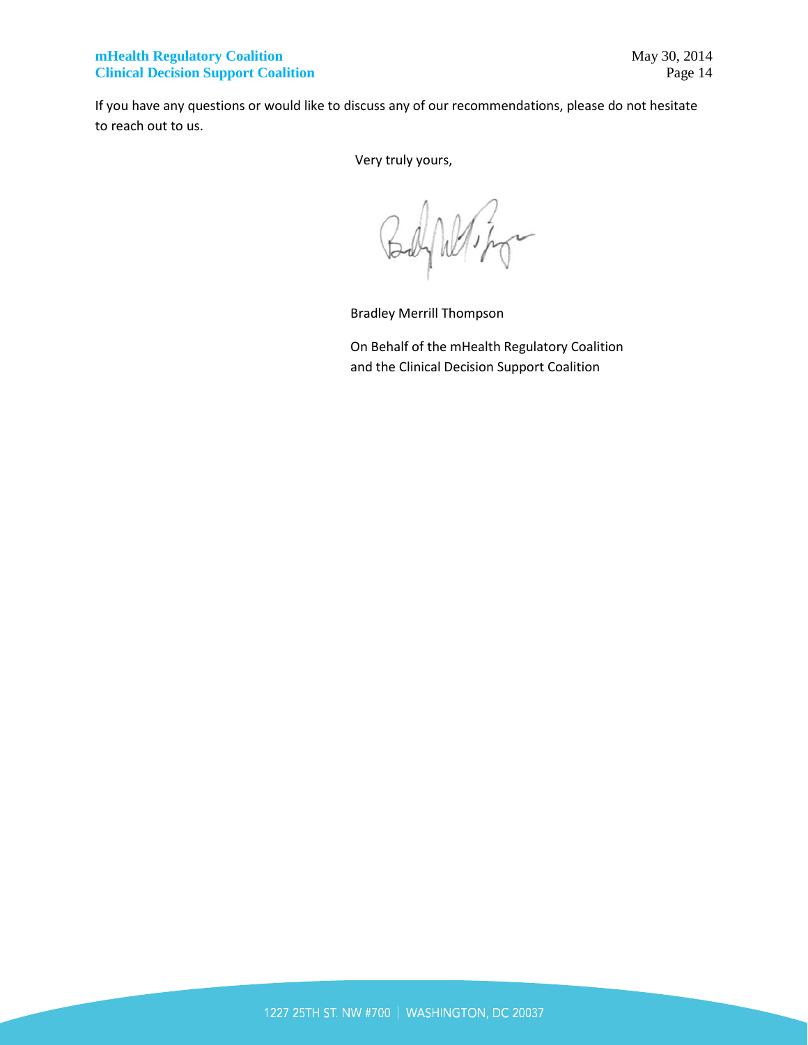If you have any questions or would like to discuss any of our recommendations, please do not hesitate to reach out to us.

Very truly yours,

Bradley Merrill Thompson

On Behalf of the mHealth Regulatory Coalition
and the Clinical Decision Support Coalition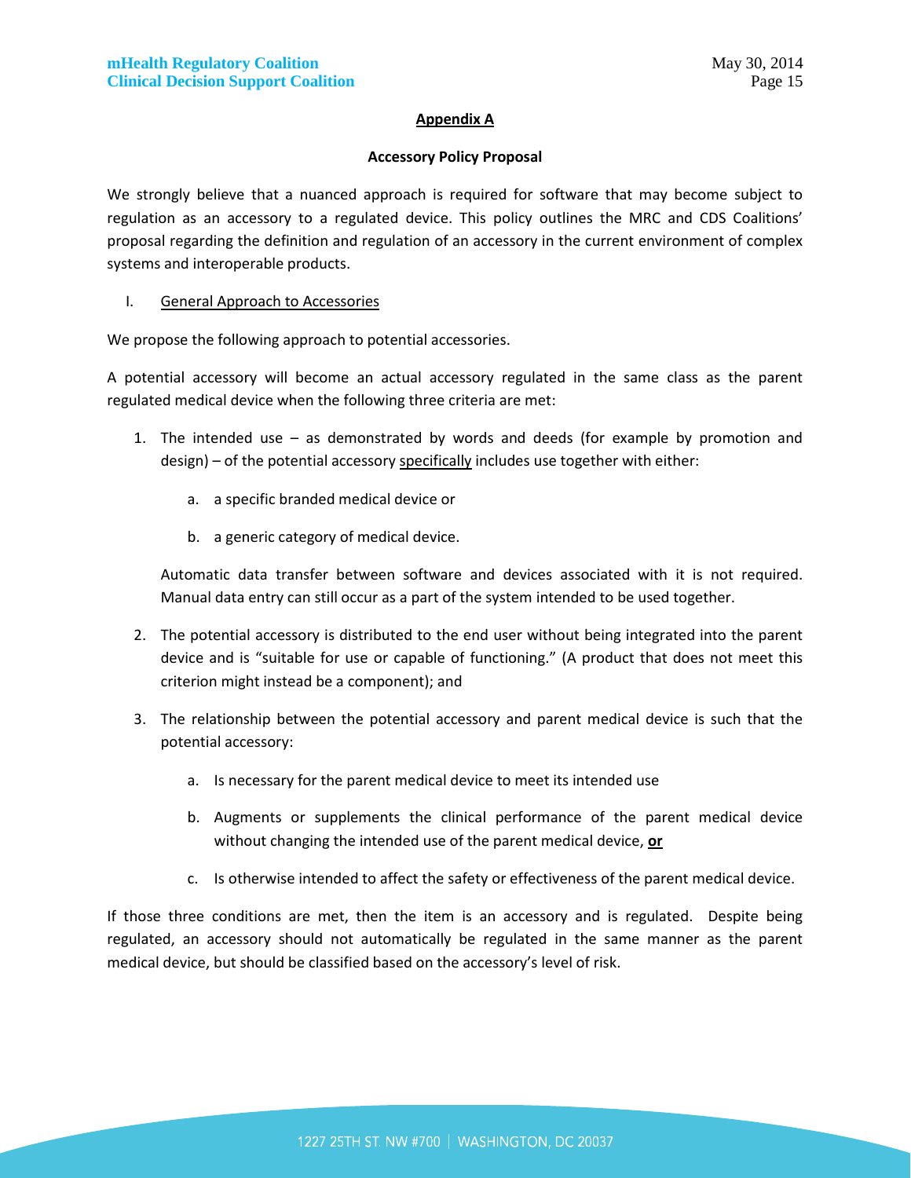## Appendix A

### Accessory Policy Proposal

We strongly believe that a nuanced approach is required for software that may become subject to regulation as an accessory to a regulated device. This policy outlines the MRC and CDS Coalitions' proposal regarding the definition and regulation of an accessory in the current environment of complex systems and interoperable products.

I. General Approach to Accessories

We propose the following approach to potential accessories.

A potential accessory will become an actual accessory regulated in the same class as the parent regulated medical device when the following three criteria are met:

1. The intended use – as demonstrated by words and deeds (for example by promotion and design) – of the potential accessory specifically includes use together with either:

    a. a specific branded medical device or

    b. a generic category of medical device.

    Automatic data transfer between software and devices associated with it is not required. Manual data entry can still occur as a part of the system intended to be used together.

2. The potential accessory is distributed to the end user without being integrated into the parent device and is "suitable for use or capable of functioning." (A product that does not meet this criterion might instead be a component); and

3. The relationship between the potential accessory and parent medical device is such that the potential accessory:

    a. Is necessary for the parent medical device to meet its intended use

    b. Augments or supplements the clinical performance of the parent medical device without changing the intended use of the parent medical device, **or**

    c. Is otherwise intended to affect the safety or effectiveness of the parent medical device.

If those three conditions are met, then the item is an accessory and is regulated. Despite being regulated, an accessory should not automatically be regulated in the same manner as the parent medical device, but should be classified based on the accessory's level of risk.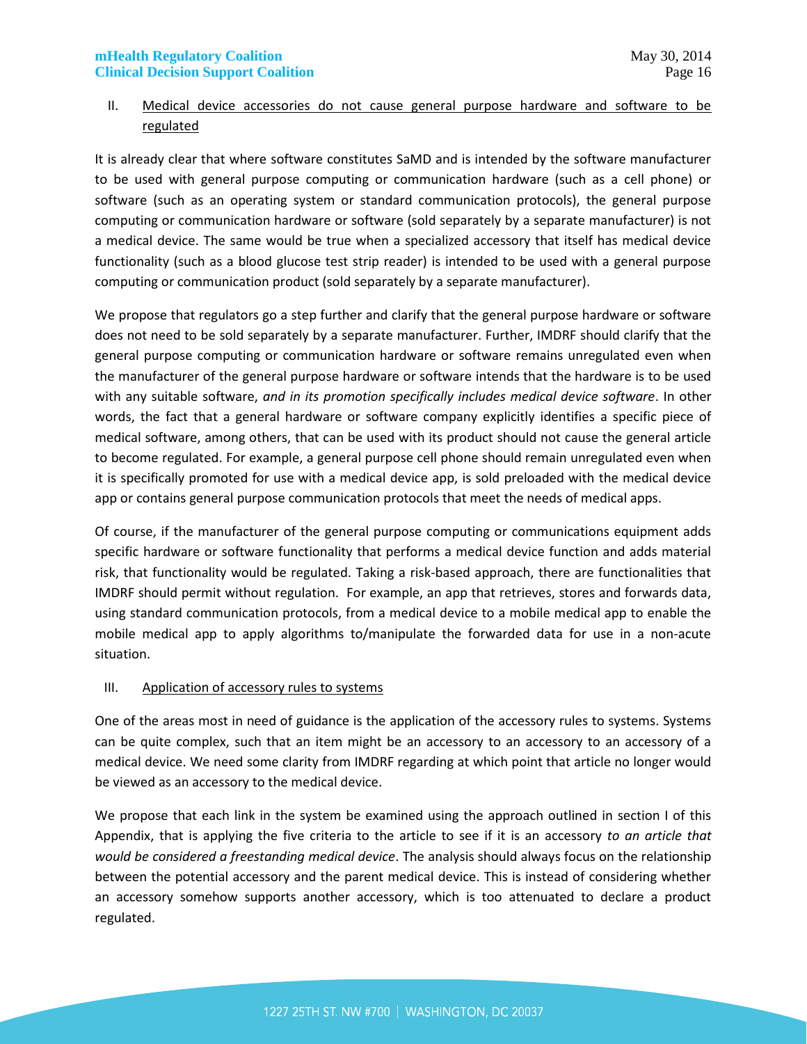## II. Medical device accessories do not cause general purpose hardware and software to be regulated

It is already clear that where software constitutes SaMD and is intended by the software manufacturer to be used with general purpose computing or communication hardware (such as a cell phone) or software (such as an operating system or standard communication protocols), the general purpose computing or communication hardware or software (sold separately by a separate manufacturer) is not a medical device. The same would be true when a specialized accessory that itself has medical device functionality (such as a blood glucose test strip reader) is intended to be used with a general purpose computing or communication product (sold separately by a separate manufacturer).

We propose that regulators go a step further and clarify that the general purpose hardware or software does not need to be sold separately by a separate manufacturer. Further, IMDRF should clarify that the general purpose computing or communication hardware or software remains unregulated even when the manufacturer of the general purpose hardware or software intends that the hardware is to be used with any suitable software, *and in its promotion specifically includes medical device software*. In other words, the fact that a general hardware or software company explicitly identifies a specific piece of medical software, among others, that can be used with its product should not cause the general article to become regulated. For example, a general purpose cell phone should remain unregulated even when it is specifically promoted for use with a medical device app, is sold preloaded with the medical device app or contains general purpose communication protocols that meet the needs of medical apps.

Of course, if the manufacturer of the general purpose computing or communications equipment adds specific hardware or software functionality that performs a medical device function and adds material risk, that functionality would be regulated. Taking a risk-based approach, there are functionalities that IMDRF should permit without regulation. For example, an app that retrieves, stores and forwards data, using standard communication protocols, from a medical device to a mobile medical app to enable the mobile medical app to apply algorithms to/manipulate the forwarded data for use in a non-acute situation.

## III. Application of accessory rules to systems

One of the areas most in need of guidance is the application of the accessory rules to systems. Systems can be quite complex, such that an item might be an accessory to an accessory to an accessory of a medical device. We need some clarity from IMDRF regarding at which point that article no longer would be viewed as an accessory to the medical device.

We propose that each link in the system be examined using the approach outlined in section I of this Appendix, that is applying the five criteria to the article to see if it is an accessory *to an article that would be considered a freestanding medical device*. The analysis should always focus on the relationship between the potential accessory and the parent medical device. This is instead of considering whether an accessory somehow supports another accessory, which is too attenuated to declare a product regulated.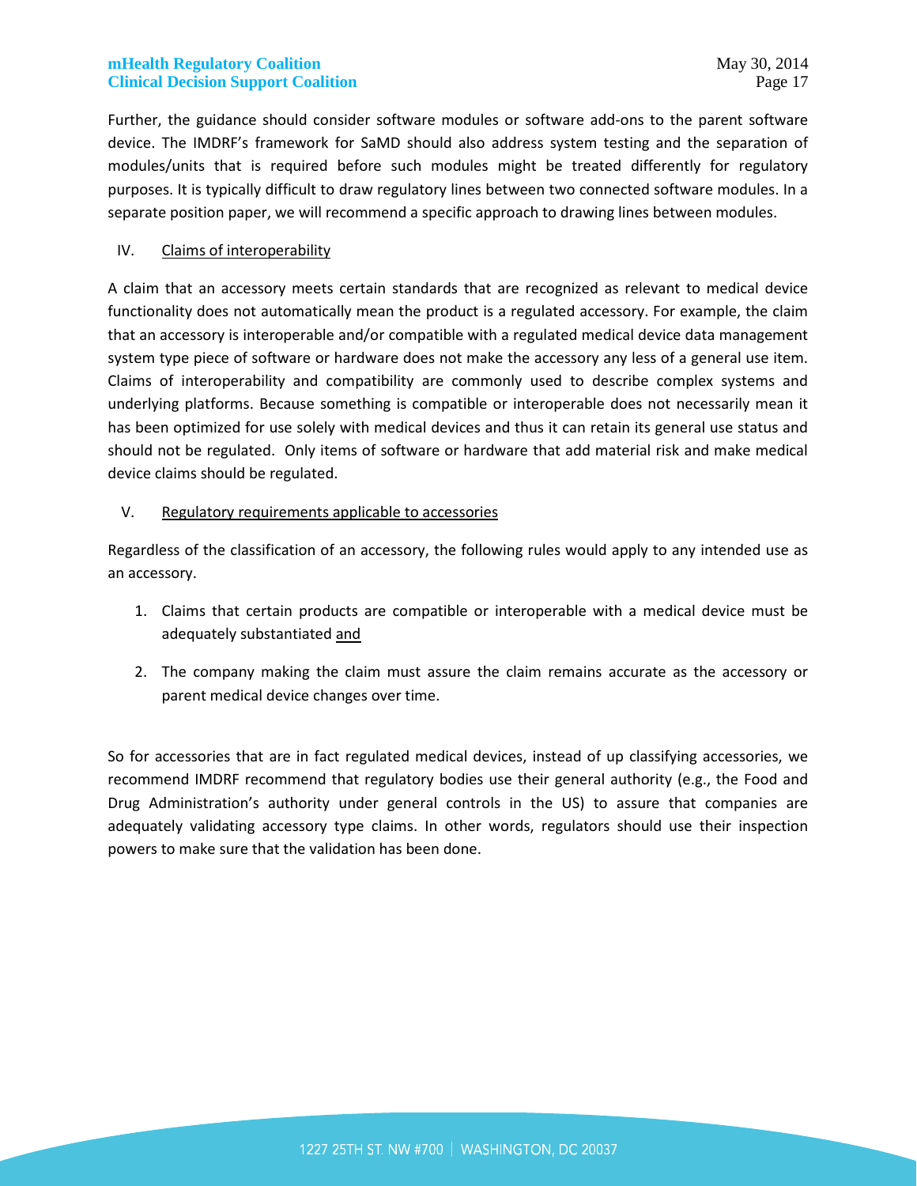Further, the guidance should consider software modules or software add-ons to the parent software device. The IMDRF's framework for SaMD should also address system testing and the separation of modules/units that is required before such modules might be treated differently for regulatory purposes. It is typically difficult to draw regulatory lines between two connected software modules. In a separate position paper, we will recommend a specific approach to drawing lines between modules.

IV. Claims of interoperability

A claim that an accessory meets certain standards that are recognized as relevant to medical device functionality does not automatically mean the product is a regulated accessory. For example, the claim that an accessory is interoperable and/or compatible with a regulated medical device data management system type piece of software or hardware does not make the accessory any less of a general use item. Claims of interoperability and compatibility are commonly used to describe complex systems and underlying platforms. Because something is compatible or interoperable does not necessarily mean it has been optimized for use solely with medical devices and thus it can retain its general use status and should not be regulated. Only items of software or hardware that add material risk and make medical device claims should be regulated.

V. Regulatory requirements applicable to accessories

Regardless of the classification of an accessory, the following rules would apply to any intended use as an accessory.

1. Claims that certain products are compatible or interoperable with a medical device must be adequately substantiated and
2. The company making the claim must assure the claim remains accurate as the accessory or parent medical device changes over time.

So for accessories that are in fact regulated medical devices, instead of up classifying accessories, we recommend IMDRF recommend that regulatory bodies use their general authority (e.g., the Food and Drug Administration's authority under general controls in the US) to assure that companies are adequately validating accessory type claims. In other words, regulators should use their inspection powers to make sure that the validation has been done.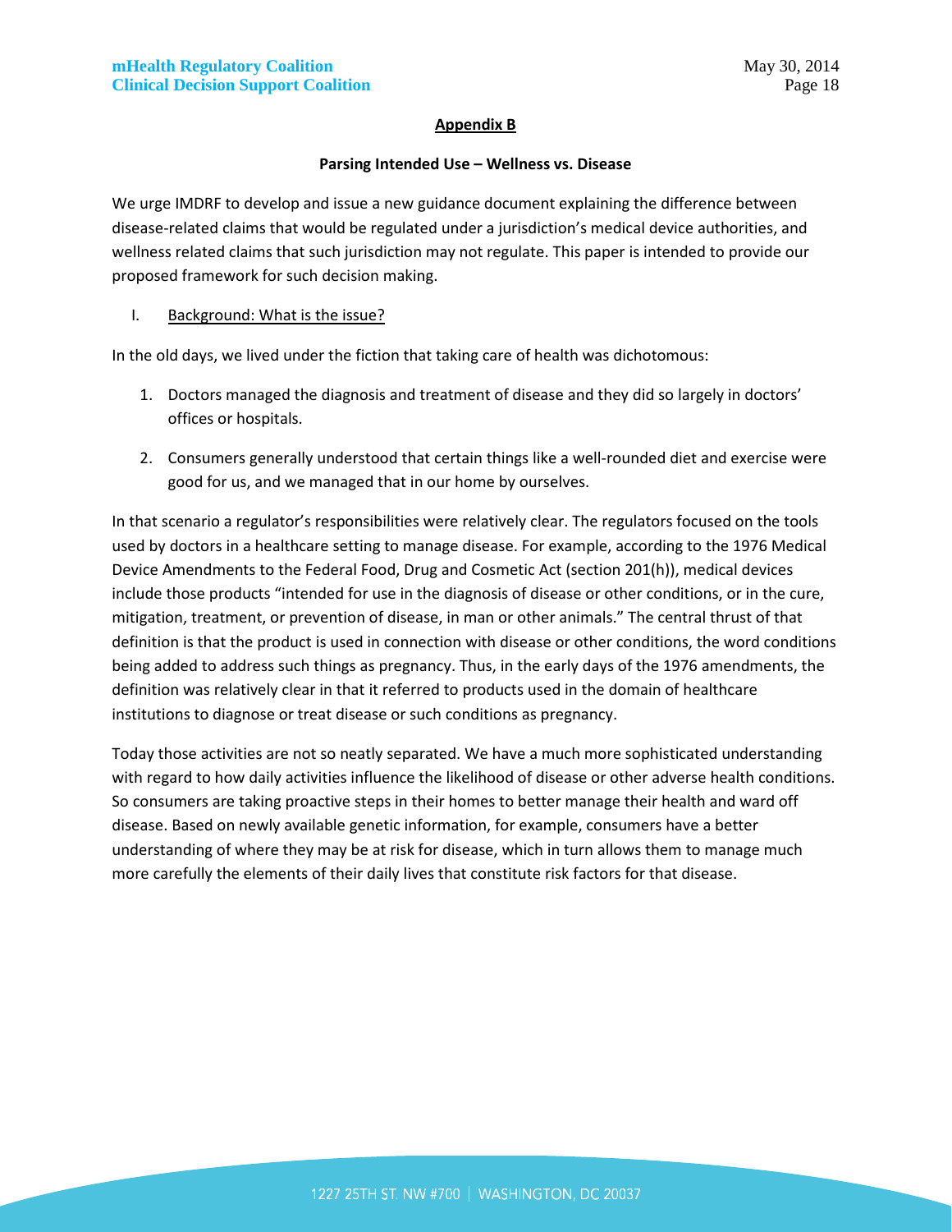## Appendix B

### Parsing Intended Use – Wellness vs. Disease

We urge IMDRF to develop and issue a new guidance document explaining the difference between disease-related claims that would be regulated under a jurisdiction's medical device authorities, and wellness related claims that such jurisdiction may not regulate. This paper is intended to provide our proposed framework for such decision making.

I. Background: What is the issue?

In the old days, we lived under the fiction that taking care of health was dichotomous:

1. Doctors managed the diagnosis and treatment of disease and they did so largely in doctors' offices or hospitals.

2. Consumers generally understood that certain things like a well-rounded diet and exercise were good for us, and we managed that in our home by ourselves.

In that scenario a regulator's responsibilities were relatively clear. The regulators focused on the tools used by doctors in a healthcare setting to manage disease. For example, according to the 1976 Medical Device Amendments to the Federal Food, Drug and Cosmetic Act (section 201(h)), medical devices include those products "intended for use in the diagnosis of disease or other conditions, or in the cure, mitigation, treatment, or prevention of disease, in man or other animals." The central thrust of that definition is that the product is used in connection with disease or other conditions, the word conditions being added to address such things as pregnancy. Thus, in the early days of the 1976 amendments, the definition was relatively clear in that it referred to products used in the domain of healthcare institutions to diagnose or treat disease or such conditions as pregnancy.

Today those activities are not so neatly separated. We have a much more sophisticated understanding with regard to how daily activities influence the likelihood of disease or other adverse health conditions. So consumers are taking proactive steps in their homes to better manage their health and ward off disease. Based on newly available genetic information, for example, consumers have a better understanding of where they may be at risk for disease, which in turn allows them to manage much more carefully the elements of their daily lives that constitute risk factors for that disease.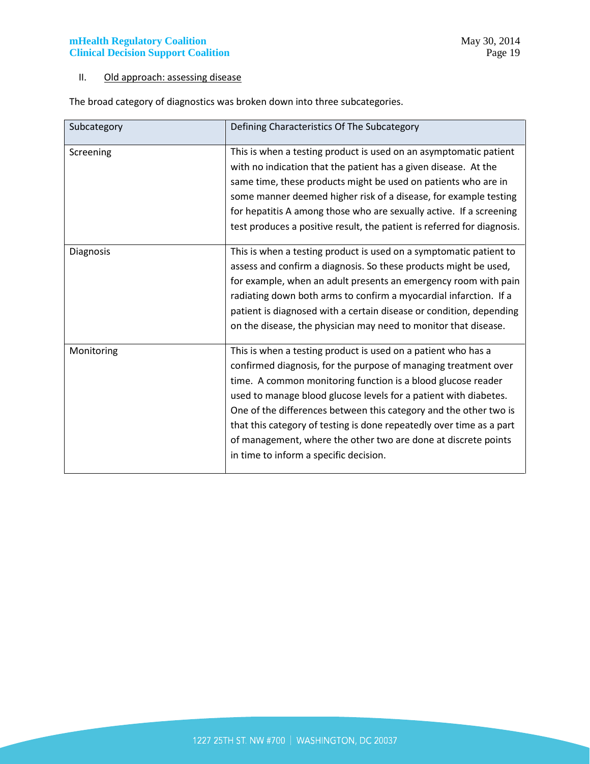## II. Old approach: assessing disease

The broad category of diagnostics was broken down into three subcategories.

| Subcategory | Defining Characteristics Of The Subcategory |
|---|---|
| Screening | This is when a testing product is used on an asymptomatic patient with no indication that the patient has a given disease. At the same time, these products might be used on patients who are in some manner deemed higher risk of a disease, for example testing for hepatitis A among those who are sexually active. If a screening test produces a positive result, the patient is referred for diagnosis. |
| Diagnosis | This is when a testing product is used on a symptomatic patient to assess and confirm a diagnosis. So these products might be used, for example, when an adult presents an emergency room with pain radiating down both arms to confirm a myocardial infarction. If a patient is diagnosed with a certain disease or condition, depending on the disease, the physician may need to monitor that disease. |
| Monitoring | This is when a testing product is used on a patient who has a confirmed diagnosis, for the purpose of managing treatment over time. A common monitoring function is a blood glucose reader used to manage blood glucose levels for a patient with diabetes. One of the differences between this category and the other two is that this category of testing is done repeatedly over time as a part of management, where the other two are done at discrete points in time to inform a specific decision. |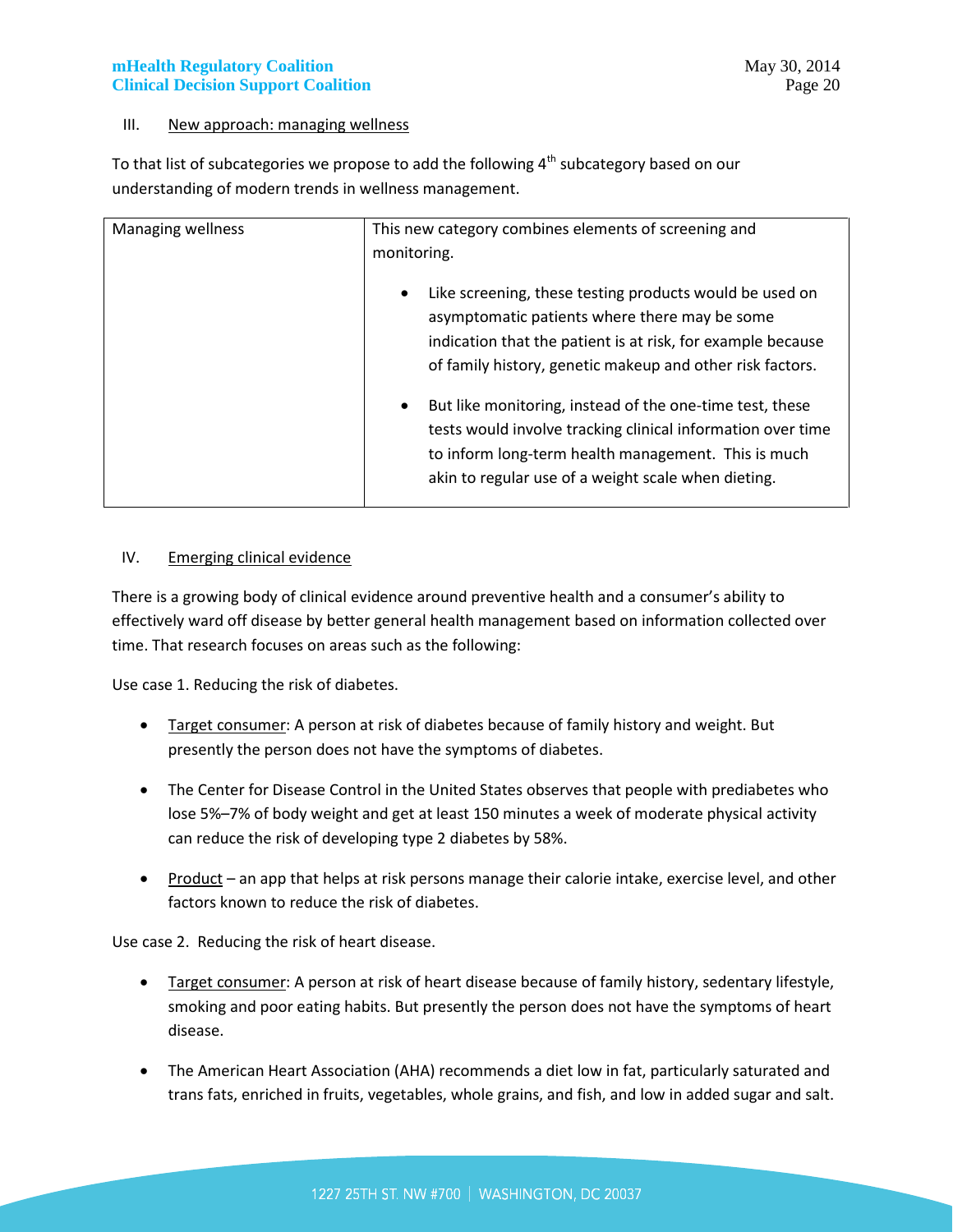III. <u>New approach: managing wellness</u>

To that list of subcategories we propose to add the following 4th subcategory based on our understanding of modern trends in wellness management.

| Managing wellness | This new category combines elements of screening and monitoring.<br><br>• Like screening, these testing products would be used on asymptomatic patients where there may be some indication that the patient is at risk, for example because of family history, genetic makeup and other risk factors.<br><br>• But like monitoring, instead of the one-time test, these tests would involve tracking clinical information over time to inform long-term health management. This is much akin to regular use of a weight scale when dieting. |
|---|---|

IV. <u>Emerging clinical evidence</u>

There is a growing body of clinical evidence around preventive health and a consumer's ability to effectively ward off disease by better general health management based on information collected over time. That research focuses on areas such as the following:

Use case 1. Reducing the risk of diabetes.

- <u>Target consumer</u>: A person at risk of diabetes because of family history and weight. But presently the person does not have the symptoms of diabetes.
- The Center for Disease Control in the United States observes that people with prediabetes who lose 5%–7% of body weight and get at least 150 minutes a week of moderate physical activity can reduce the risk of developing type 2 diabetes by 58%.
- <u>Product</u> – an app that helps at risk persons manage their calorie intake, exercise level, and other factors known to reduce the risk of diabetes.

Use case 2. Reducing the risk of heart disease.

- <u>Target consumer</u>: A person at risk of heart disease because of family history, sedentary lifestyle, smoking and poor eating habits. But presently the person does not have the symptoms of heart disease.
- The American Heart Association (AHA) recommends a diet low in fat, particularly saturated and trans fats, enriched in fruits, vegetables, whole grains, and fish, and low in added sugar and salt.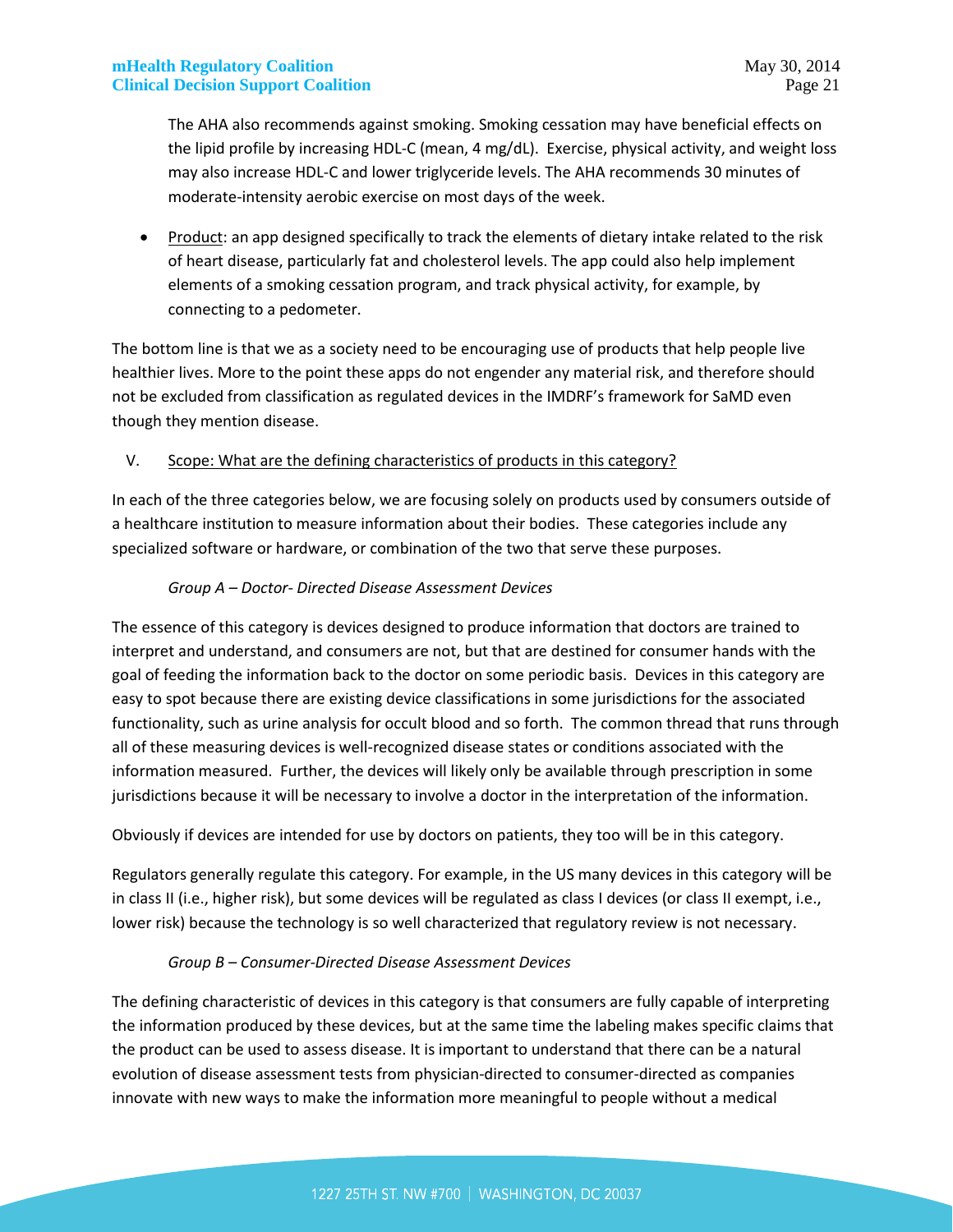The AHA also recommends against smoking. Smoking cessation may have beneficial effects on the lipid profile by increasing HDL-C (mean, 4 mg/dL). Exercise, physical activity, and weight loss may also increase HDL-C and lower triglyceride levels. The AHA recommends 30 minutes of moderate-intensity aerobic exercise on most days of the week.

- Product: an app designed specifically to track the elements of dietary intake related to the risk of heart disease, particularly fat and cholesterol levels. The app could also help implement elements of a smoking cessation program, and track physical activity, for example, by connecting to a pedometer.

The bottom line is that we as a society need to be encouraging use of products that help people live healthier lives. More to the point these apps do not engender any material risk, and therefore should not be excluded from classification as regulated devices in the IMDRF's framework for SaMD even though they mention disease.

## V. Scope: What are the defining characteristics of products in this category?

In each of the three categories below, we are focusing solely on products used by consumers outside of a healthcare institution to measure information about their bodies. These categories include any specialized software or hardware, or combination of the two that serve these purposes.

### *Group A – Doctor- Directed Disease Assessment Devices*

The essence of this category is devices designed to produce information that doctors are trained to interpret and understand, and consumers are not, but that are destined for consumer hands with the goal of feeding the information back to the doctor on some periodic basis. Devices in this category are easy to spot because there are existing device classifications in some jurisdictions for the associated functionality, such as urine analysis for occult blood and so forth. The common thread that runs through all of these measuring devices is well-recognized disease states or conditions associated with the information measured. Further, the devices will likely only be available through prescription in some jurisdictions because it will be necessary to involve a doctor in the interpretation of the information.

Obviously if devices are intended for use by doctors on patients, they too will be in this category.

Regulators generally regulate this category. For example, in the US many devices in this category will be in class II (i.e., higher risk), but some devices will be regulated as class I devices (or class II exempt, i.e., lower risk) because the technology is so well characterized that regulatory review is not necessary.

### *Group B – Consumer-Directed Disease Assessment Devices*

The defining characteristic of devices in this category is that consumers are fully capable of interpreting the information produced by these devices, but at the same time the labeling makes specific claims that the product can be used to assess disease. It is important to understand that there can be a natural evolution of disease assessment tests from physician-directed to consumer-directed as companies innovate with new ways to make the information more meaningful to people without a medical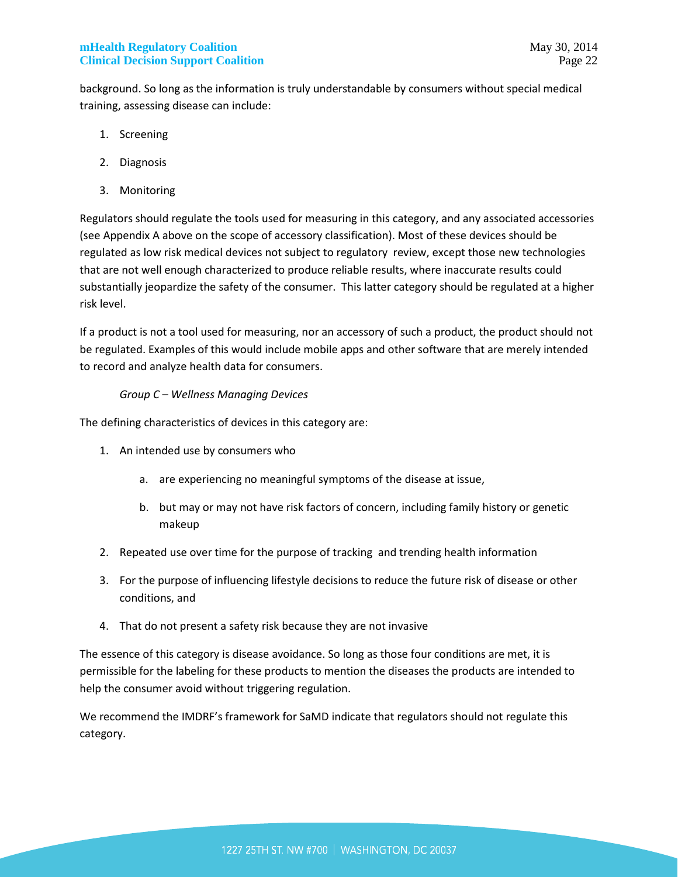background. So long as the information is truly understandable by consumers without special medical training, assessing disease can include:

1. Screening
2. Diagnosis
3. Monitoring

Regulators should regulate the tools used for measuring in this category, and any associated accessories (see Appendix A above on the scope of accessory classification). Most of these devices should be regulated as low risk medical devices not subject to regulatory review, except those new technologies that are not well enough characterized to produce reliable results, where inaccurate results could substantially jeopardize the safety of the consumer. This latter category should be regulated at a higher risk level.

If a product is not a tool used for measuring, nor an accessory of such a product, the product should not be regulated. Examples of this would include mobile apps and other software that are merely intended to record and analyze health data for consumers.

*Group C – Wellness Managing Devices*

The defining characteristics of devices in this category are:

1. An intended use by consumers who
   a. are experiencing no meaningful symptoms of the disease at issue,
   b. but may or may not have risk factors of concern, including family history or genetic makeup
2. Repeated use over time for the purpose of tracking and trending health information
3. For the purpose of influencing lifestyle decisions to reduce the future risk of disease or other conditions, and
4. That do not present a safety risk because they are not invasive

The essence of this category is disease avoidance. So long as those four conditions are met, it is permissible for the labeling for these products to mention the diseases the products are intended to help the consumer avoid without triggering regulation.

We recommend the IMDRF's framework for SaMD indicate that regulators should not regulate this category.